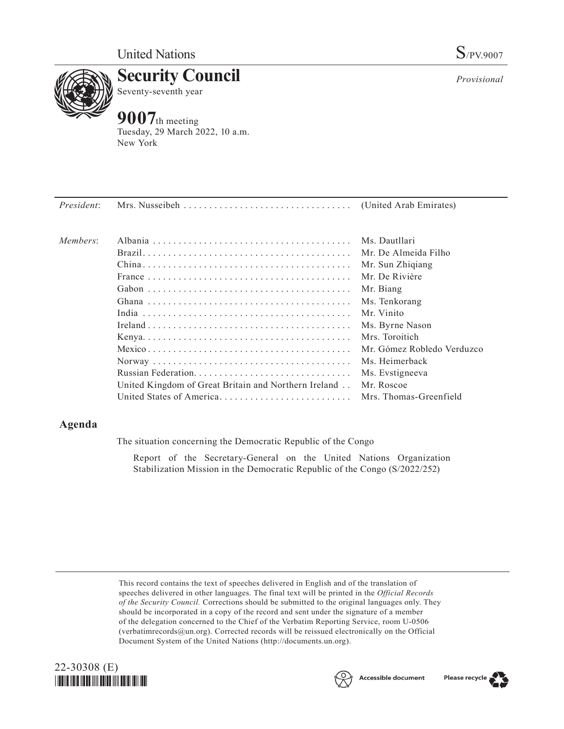United Nations S/PV.9007

# Security Council

Seventy-seventh year

*Provisional*

## 9007th meeting

Tuesday, 29 March 2022, 10 a.m.
New York

| | | |
|---|---|---|
| *President*: | Mrs. Nusseibeh | (United Arab Emirates) |
| *Members*: | Albania | Ms. Dautllari |
| | Brazil | Mr. De Almeida Filho |
| | China | Mr. Sun Zhiqiang |
| | France | Mr. De Rivière |
| | Gabon | Mr. Biang |
| | Ghana | Ms. Tenkorang |
| | India | Mr. Vinito |
| | Ireland | Ms. Byrne Nason |
| | Kenya | Mrs. Toroitich |
| | Mexico | Mr. Gómez Robledo Verduzco |
| | Norway | Ms. Heimerback |
| | Russian Federation | Ms. Evstigneeva |
| | United Kingdom of Great Britain and Northern Ireland | Mr. Roscoe |
| | United States of America | Mrs. Thomas-Greenfield |

## Agenda

The situation concerning the Democratic Republic of the Congo

Report of the Secretary-General on the United Nations Organization Stabilization Mission in the Democratic Republic of the Congo (S/2022/252)

This record contains the text of speeches delivered in English and of the translation of speeches delivered in other languages. The final text will be printed in the *Official Records of the Security Council.* Corrections should be submitted to the original languages only. They should be incorporated in a copy of the record and sent under the signature of a member of the delegation concerned to the Chief of the Verbatim Reporting Service, room U-0506 (verbatimrecords@un.org). Corrected records will be reissued electronically on the Official Document System of the United Nations (http://documents.un.org).

22-30308 (E)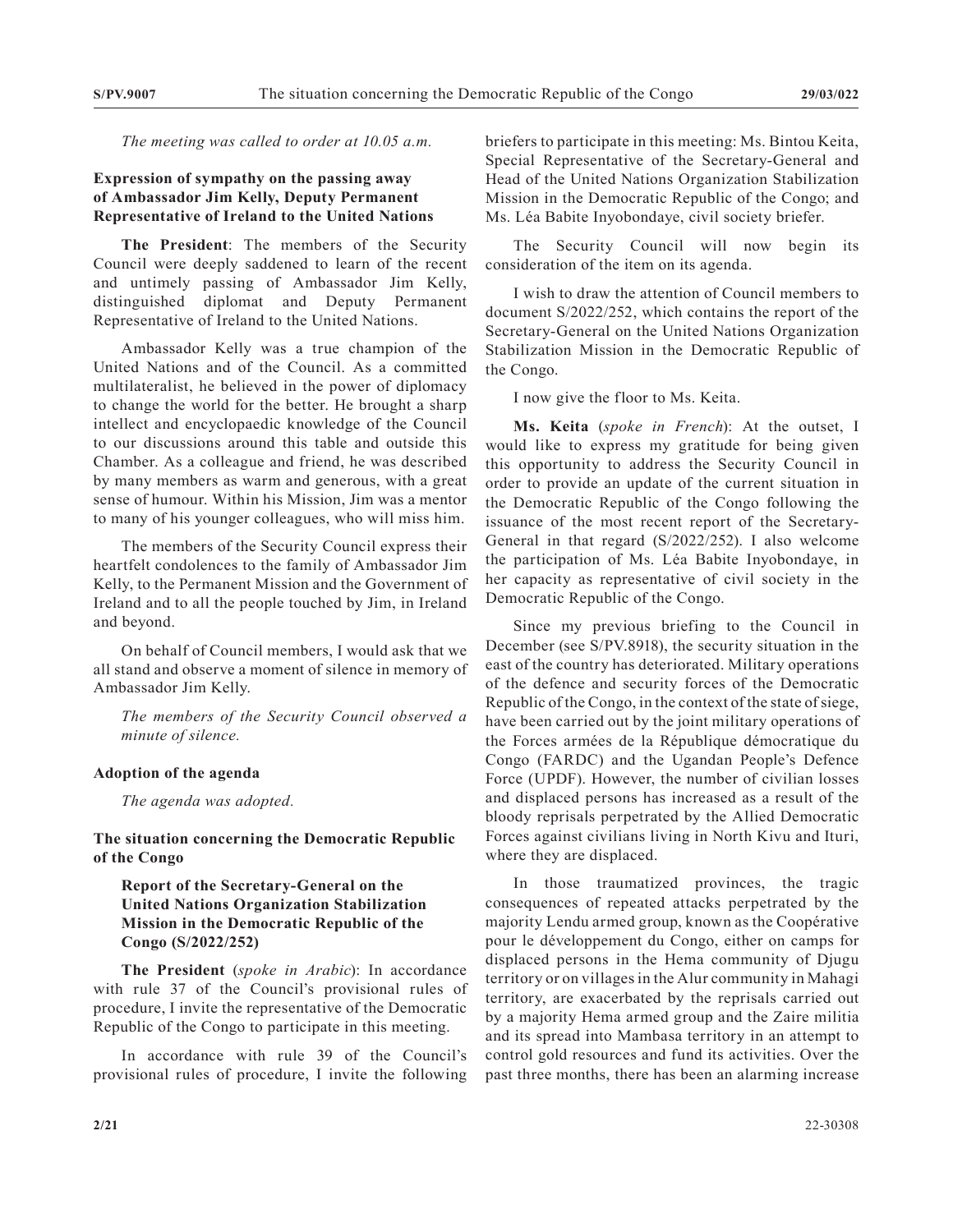*The meeting was called to order at 10.05 a.m.*

**Expression of sympathy on the passing away of Ambassador Jim Kelly, Deputy Permanent Representative of Ireland to the United Nations**

**The President**: The members of the Security Council were deeply saddened to learn of the recent and untimely passing of Ambassador Jim Kelly, distinguished diplomat and Deputy Permanent Representative of Ireland to the United Nations.

Ambassador Kelly was a true champion of the United Nations and of the Council. As a committed multilateralist, he believed in the power of diplomacy to change the world for the better. He brought a sharp intellect and encyclopaedic knowledge of the Council to our discussions around this table and outside this Chamber. As a colleague and friend, he was described by many members as warm and generous, with a great sense of humour. Within his Mission, Jim was a mentor to many of his younger colleagues, who will miss him.

The members of the Security Council express their heartfelt condolences to the family of Ambassador Jim Kelly, to the Permanent Mission and the Government of Ireland and to all the people touched by Jim, in Ireland and beyond.

On behalf of Council members, I would ask that we all stand and observe a moment of silence in memory of Ambassador Jim Kelly.

*The members of the Security Council observed a minute of silence.*

**Adoption of the agenda**

*The agenda was adopted.*

**The situation concerning the Democratic Republic of the Congo**

**Report of the Secretary-General on the United Nations Organization Stabilization Mission in the Democratic Republic of the Congo (S/2022/252)**

**The President** (*spoke in Arabic*): In accordance with rule 37 of the Council's provisional rules of procedure, I invite the representative of the Democratic Republic of the Congo to participate in this meeting.

In accordance with rule 39 of the Council's provisional rules of procedure, I invite the following briefers to participate in this meeting: Ms. Bintou Keita, Special Representative of the Secretary-General and Head of the United Nations Organization Stabilization Mission in the Democratic Republic of the Congo; and Ms. Léa Babite Inyobondaye, civil society briefer.

The Security Council will now begin its consideration of the item on its agenda.

I wish to draw the attention of Council members to document S/2022/252, which contains the report of the Secretary-General on the United Nations Organization Stabilization Mission in the Democratic Republic of the Congo.

I now give the floor to Ms. Keita.

**Ms. Keita** (*spoke in French*): At the outset, I would like to express my gratitude for being given this opportunity to address the Security Council in order to provide an update of the current situation in the Democratic Republic of the Congo following the issuance of the most recent report of the Secretary-General in that regard (S/2022/252). I also welcome the participation of Ms. Léa Babite Inyobondaye, in her capacity as representative of civil society in the Democratic Republic of the Congo.

Since my previous briefing to the Council in December (see S/PV.8918), the security situation in the east of the country has deteriorated. Military operations of the defence and security forces of the Democratic Republic of the Congo, in the context of the state of siege, have been carried out by the joint military operations of the Forces armées de la République démocratique du Congo (FARDC) and the Ugandan People's Defence Force (UPDF). However, the number of civilian losses and displaced persons has increased as a result of the bloody reprisals perpetrated by the Allied Democratic Forces against civilians living in North Kivu and Ituri, where they are displaced.

In those traumatized provinces, the tragic consequences of repeated attacks perpetrated by the majority Lendu armed group, known as the Coopérative pour le développement du Congo, either on camps for displaced persons in the Hema community of Djugu territory or on villages in the Alur community in Mahagi territory, are exacerbated by the reprisals carried out by a majority Hema armed group and the Zaire militia and its spread into Mambasa territory in an attempt to control gold resources and fund its activities. Over the past three months, there has been an alarming increase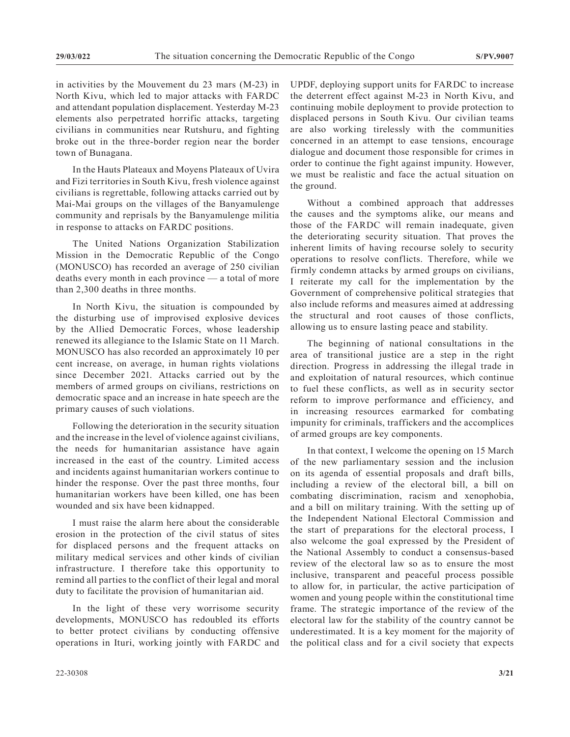in activities by the Mouvement du 23 mars (M-23) in North Kivu, which led to major attacks with FARDC and attendant population displacement. Yesterday M-23 elements also perpetrated horrific attacks, targeting civilians in communities near Rutshuru, and fighting broke out in the three-border region near the border town of Bunagana.

In the Hauts Plateaux and Moyens Plateaux of Uvira and Fizi territories in South Kivu, fresh violence against civilians is regrettable, following attacks carried out by Mai-Mai groups on the villages of the Banyamulenge community and reprisals by the Banyamulenge militia in response to attacks on FARDC positions.

The United Nations Organization Stabilization Mission in the Democratic Republic of the Congo (MONUSCO) has recorded an average of 250 civilian deaths every month in each province — a total of more than 2,300 deaths in three months.

In North Kivu, the situation is compounded by the disturbing use of improvised explosive devices by the Allied Democratic Forces, whose leadership renewed its allegiance to the Islamic State on 11 March. MONUSCO has also recorded an approximately 10 per cent increase, on average, in human rights violations since December 2021. Attacks carried out by the members of armed groups on civilians, restrictions on democratic space and an increase in hate speech are the primary causes of such violations.

Following the deterioration in the security situation and the increase in the level of violence against civilians, the needs for humanitarian assistance have again increased in the east of the country. Limited access and incidents against humanitarian workers continue to hinder the response. Over the past three months, four humanitarian workers have been killed, one has been wounded and six have been kidnapped.

I must raise the alarm here about the considerable erosion in the protection of the civil status of sites for displaced persons and the frequent attacks on military medical services and other kinds of civilian infrastructure. I therefore take this opportunity to remind all parties to the conflict of their legal and moral duty to facilitate the provision of humanitarian aid.

In the light of these very worrisome security developments, MONUSCO has redoubled its efforts to better protect civilians by conducting offensive operations in Ituri, working jointly with FARDC and UPDF, deploying support units for FARDC to increase the deterrent effect against M-23 in North Kivu, and continuing mobile deployment to provide protection to displaced persons in South Kivu. Our civilian teams are also working tirelessly with the communities concerned in an attempt to ease tensions, encourage dialogue and document those responsible for crimes in order to continue the fight against impunity. However, we must be realistic and face the actual situation on the ground.

Without a combined approach that addresses the causes and the symptoms alike, our means and those of the FARDC will remain inadequate, given the deteriorating security situation. That proves the inherent limits of having recourse solely to security operations to resolve conflicts. Therefore, while we firmly condemn attacks by armed groups on civilians, I reiterate my call for the implementation by the Government of comprehensive political strategies that also include reforms and measures aimed at addressing the structural and root causes of those conflicts, allowing us to ensure lasting peace and stability.

The beginning of national consultations in the area of transitional justice are a step in the right direction. Progress in addressing the illegal trade in and exploitation of natural resources, which continue to fuel these conflicts, as well as in security sector reform to improve performance and efficiency, and in increasing resources earmarked for combating impunity for criminals, traffickers and the accomplices of armed groups are key components.

In that context, I welcome the opening on 15 March of the new parliamentary session and the inclusion on its agenda of essential proposals and draft bills, including a review of the electoral bill, a bill on combating discrimination, racism and xenophobia, and a bill on military training. With the setting up of the Independent National Electoral Commission and the start of preparations for the electoral process, I also welcome the goal expressed by the President of the National Assembly to conduct a consensus-based review of the electoral law so as to ensure the most inclusive, transparent and peaceful process possible to allow for, in particular, the active participation of women and young people within the constitutional time frame. The strategic importance of the review of the electoral law for the stability of the country cannot be underestimated. It is a key moment for the majority of the political class and for a civil society that expects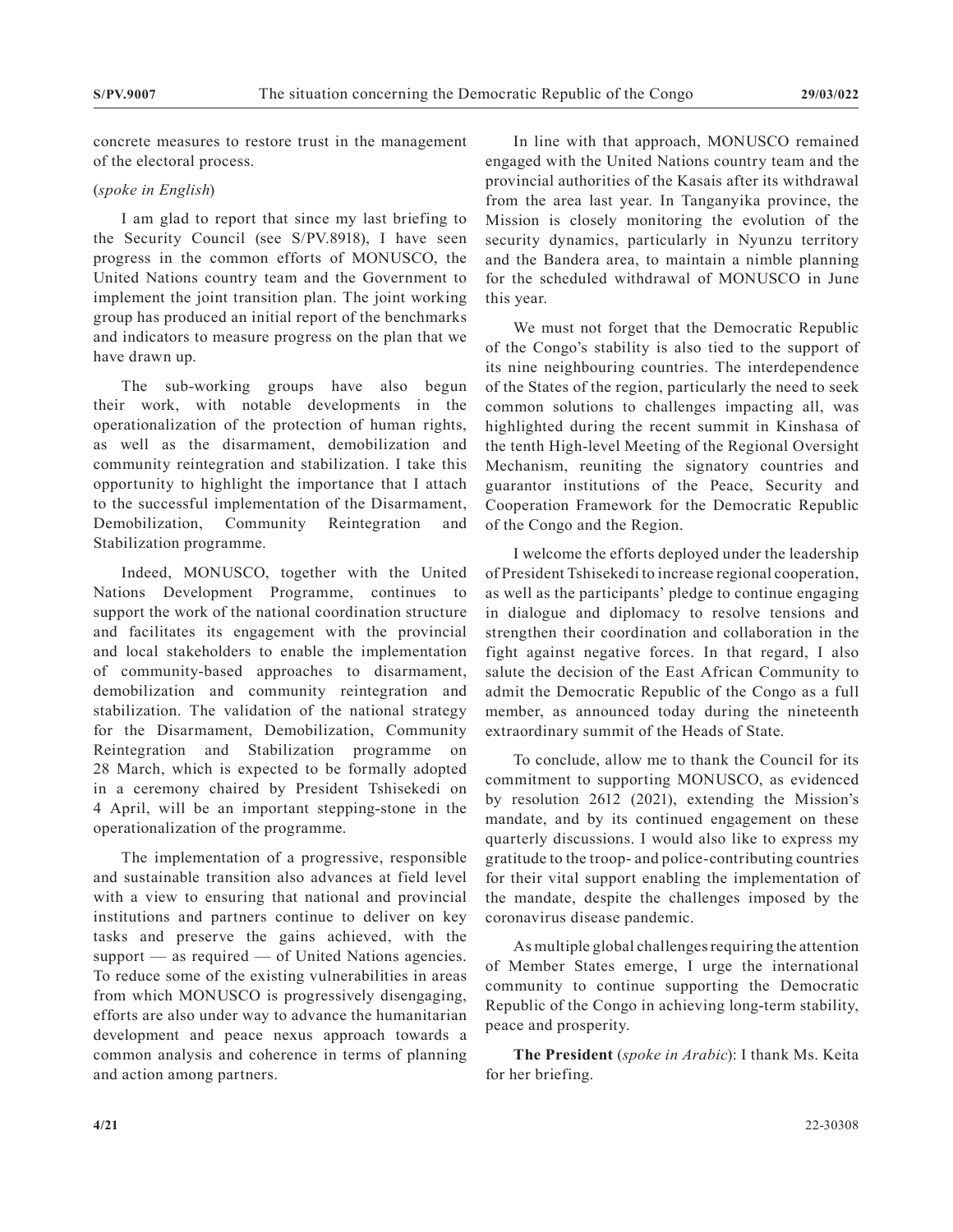concrete measures to restore trust in the management of the electoral process.

(*spoke in English*)

I am glad to report that since my last briefing to the Security Council (see S/PV.8918), I have seen progress in the common efforts of MONUSCO, the United Nations country team and the Government to implement the joint transition plan. The joint working group has produced an initial report of the benchmarks and indicators to measure progress on the plan that we have drawn up.

The sub-working groups have also begun their work, with notable developments in the operationalization of the protection of human rights, as well as the disarmament, demobilization and community reintegration and stabilization. I take this opportunity to highlight the importance that I attach to the successful implementation of the Disarmament, Demobilization, Community Reintegration and Stabilization programme.

Indeed, MONUSCO, together with the United Nations Development Programme, continues to support the work of the national coordination structure and facilitates its engagement with the provincial and local stakeholders to enable the implementation of community-based approaches to disarmament, demobilization and community reintegration and stabilization. The validation of the national strategy for the Disarmament, Demobilization, Community Reintegration and Stabilization programme on 28 March, which is expected to be formally adopted in a ceremony chaired by President Tshisekedi on 4 April, will be an important stepping-stone in the operationalization of the programme.

The implementation of a progressive, responsible and sustainable transition also advances at field level with a view to ensuring that national and provincial institutions and partners continue to deliver on key tasks and preserve the gains achieved, with the support — as required — of United Nations agencies. To reduce some of the existing vulnerabilities in areas from which MONUSCO is progressively disengaging, efforts are also under way to advance the humanitarian development and peace nexus approach towards a common analysis and coherence in terms of planning and action among partners.

In line with that approach, MONUSCO remained engaged with the United Nations country team and the provincial authorities of the Kasais after its withdrawal from the area last year. In Tanganyika province, the Mission is closely monitoring the evolution of the security dynamics, particularly in Nyunzu territory and the Bandera area, to maintain a nimble planning for the scheduled withdrawal of MONUSCO in June this year.

We must not forget that the Democratic Republic of the Congo's stability is also tied to the support of its nine neighbouring countries. The interdependence of the States of the region, particularly the need to seek common solutions to challenges impacting all, was highlighted during the recent summit in Kinshasa of the tenth High-level Meeting of the Regional Oversight Mechanism, reuniting the signatory countries and guarantor institutions of the Peace, Security and Cooperation Framework for the Democratic Republic of the Congo and the Region.

I welcome the efforts deployed under the leadership of President Tshisekedi to increase regional cooperation, as well as the participants' pledge to continue engaging in dialogue and diplomacy to resolve tensions and strengthen their coordination and collaboration in the fight against negative forces. In that regard, I also salute the decision of the East African Community to admit the Democratic Republic of the Congo as a full member, as announced today during the nineteenth extraordinary summit of the Heads of State.

To conclude, allow me to thank the Council for its commitment to supporting MONUSCO, as evidenced by resolution 2612 (2021), extending the Mission's mandate, and by its continued engagement on these quarterly discussions. I would also like to express my gratitude to the troop- and police-contributing countries for their vital support enabling the implementation of the mandate, despite the challenges imposed by the coronavirus disease pandemic.

As multiple global challenges requiring the attention of Member States emerge, I urge the international community to continue supporting the Democratic Republic of the Congo in achieving long-term stability, peace and prosperity.

**The President** (*spoke in Arabic*): I thank Ms. Keita for her briefing.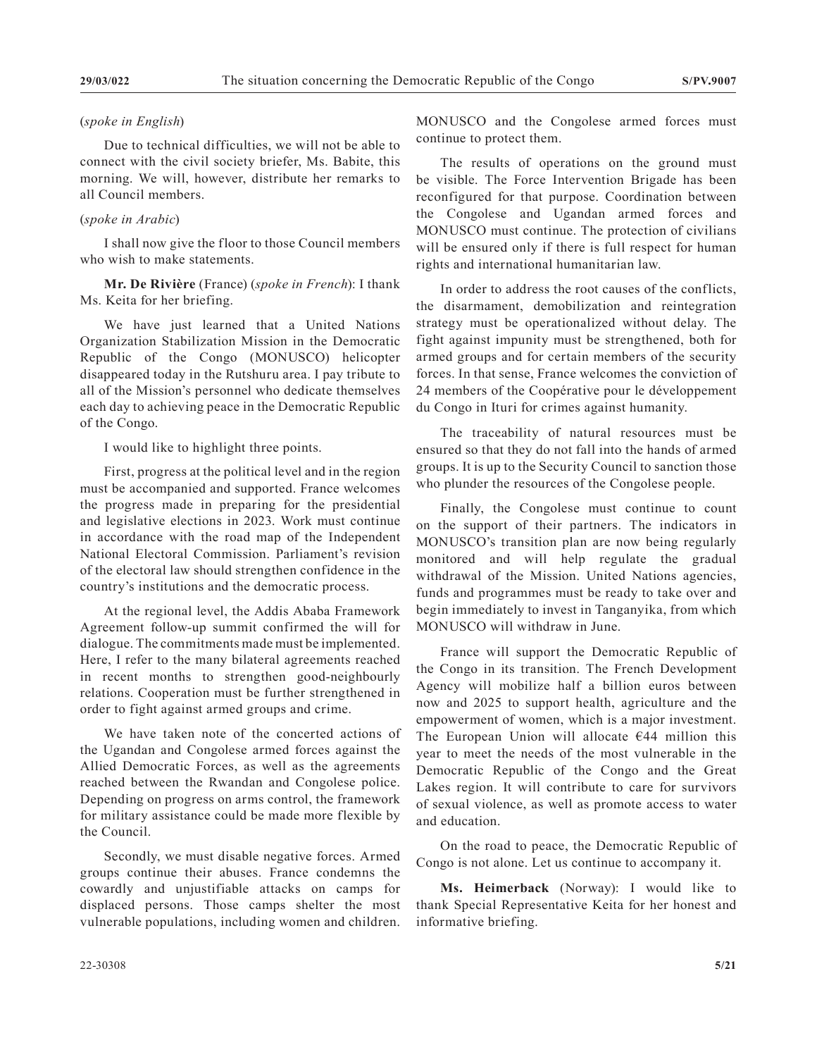(*spoke in English*)

Due to technical difficulties, we will not be able to connect with the civil society briefer, Ms. Babite, this morning. We will, however, distribute her remarks to all Council members.

(*spoke in Arabic*)

I shall now give the floor to those Council members who wish to make statements.

**Mr. De Rivière** (France) (*spoke in French*): I thank Ms. Keita for her briefing.

We have just learned that a United Nations Organization Stabilization Mission in the Democratic Republic of the Congo (MONUSCO) helicopter disappeared today in the Rutshuru area. I pay tribute to all of the Mission's personnel who dedicate themselves each day to achieving peace in the Democratic Republic of the Congo.

I would like to highlight three points.

First, progress at the political level and in the region must be accompanied and supported. France welcomes the progress made in preparing for the presidential and legislative elections in 2023. Work must continue in accordance with the road map of the Independent National Electoral Commission. Parliament's revision of the electoral law should strengthen confidence in the country's institutions and the democratic process.

At the regional level, the Addis Ababa Framework Agreement follow-up summit confirmed the will for dialogue. The commitments made must be implemented. Here, I refer to the many bilateral agreements reached in recent months to strengthen good-neighbourly relations. Cooperation must be further strengthened in order to fight against armed groups and crime.

We have taken note of the concerted actions of the Ugandan and Congolese armed forces against the Allied Democratic Forces, as well as the agreements reached between the Rwandan and Congolese police. Depending on progress on arms control, the framework for military assistance could be made more flexible by the Council.

Secondly, we must disable negative forces. Armed groups continue their abuses. France condemns the cowardly and unjustifiable attacks on camps for displaced persons. Those camps shelter the most vulnerable populations, including women and children. MONUSCO and the Congolese armed forces must continue to protect them.

The results of operations on the ground must be visible. The Force Intervention Brigade has been reconfigured for that purpose. Coordination between the Congolese and Ugandan armed forces and MONUSCO must continue. The protection of civilians will be ensured only if there is full respect for human rights and international humanitarian law.

In order to address the root causes of the conflicts, the disarmament, demobilization and reintegration strategy must be operationalized without delay. The fight against impunity must be strengthened, both for armed groups and for certain members of the security forces. In that sense, France welcomes the conviction of 24 members of the Coopérative pour le développement du Congo in Ituri for crimes against humanity.

The traceability of natural resources must be ensured so that they do not fall into the hands of armed groups. It is up to the Security Council to sanction those who plunder the resources of the Congolese people.

Finally, the Congolese must continue to count on the support of their partners. The indicators in MONUSCO's transition plan are now being regularly monitored and will help regulate the gradual withdrawal of the Mission. United Nations agencies, funds and programmes must be ready to take over and begin immediately to invest in Tanganyika, from which MONUSCO will withdraw in June.

France will support the Democratic Republic of the Congo in its transition. The French Development Agency will mobilize half a billion euros between now and 2025 to support health, agriculture and the empowerment of women, which is a major investment. The European Union will allocate €44 million this year to meet the needs of the most vulnerable in the Democratic Republic of the Congo and the Great Lakes region. It will contribute to care for survivors of sexual violence, as well as promote access to water and education.

On the road to peace, the Democratic Republic of Congo is not alone. Let us continue to accompany it.

**Ms. Heimerback** (Norway): I would like to thank Special Representative Keita for her honest and informative briefing.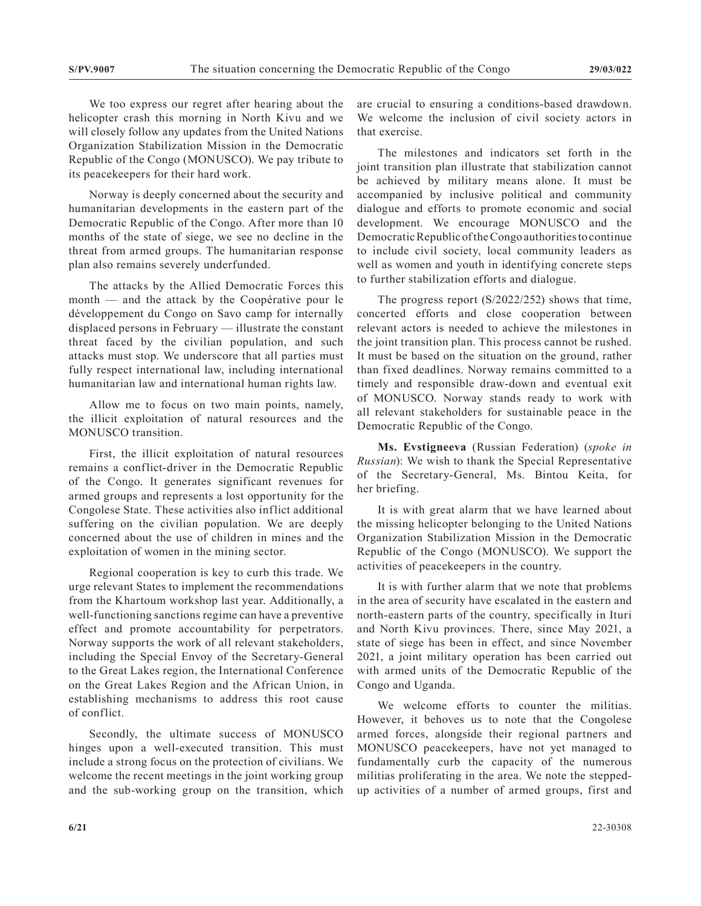We too express our regret after hearing about the helicopter crash this morning in North Kivu and we will closely follow any updates from the United Nations Organization Stabilization Mission in the Democratic Republic of the Congo (MONUSCO). We pay tribute to its peacekeepers for their hard work.

Norway is deeply concerned about the security and humanitarian developments in the eastern part of the Democratic Republic of the Congo. After more than 10 months of the state of siege, we see no decline in the threat from armed groups. The humanitarian response plan also remains severely underfunded.

The attacks by the Allied Democratic Forces this month — and the attack by the Coopérative pour le développement du Congo on Savo camp for internally displaced persons in February — illustrate the constant threat faced by the civilian population, and such attacks must stop. We underscore that all parties must fully respect international law, including international humanitarian law and international human rights law.

Allow me to focus on two main points, namely, the illicit exploitation of natural resources and the MONUSCO transition.

First, the illicit exploitation of natural resources remains a conflict-driver in the Democratic Republic of the Congo. It generates significant revenues for armed groups and represents a lost opportunity for the Congolese State. These activities also inflict additional suffering on the civilian population. We are deeply concerned about the use of children in mines and the exploitation of women in the mining sector.

Regional cooperation is key to curb this trade. We urge relevant States to implement the recommendations from the Khartoum workshop last year. Additionally, a well-functioning sanctions regime can have a preventive effect and promote accountability for perpetrators. Norway supports the work of all relevant stakeholders, including the Special Envoy of the Secretary-General to the Great Lakes region, the International Conference on the Great Lakes Region and the African Union, in establishing mechanisms to address this root cause of conflict.

Secondly, the ultimate success of MONUSCO hinges upon a well-executed transition. This must include a strong focus on the protection of civilians. We welcome the recent meetings in the joint working group and the sub-working group on the transition, which are crucial to ensuring a conditions-based drawdown. We welcome the inclusion of civil society actors in that exercise.

The milestones and indicators set forth in the joint transition plan illustrate that stabilization cannot be achieved by military means alone. It must be accompanied by inclusive political and community dialogue and efforts to promote economic and social development. We encourage MONUSCO and the Democratic Republic of the Congo authorities to continue to include civil society, local community leaders as well as women and youth in identifying concrete steps to further stabilization efforts and dialogue.

The progress report (S/2022/252) shows that time, concerted efforts and close cooperation between relevant actors is needed to achieve the milestones in the joint transition plan. This process cannot be rushed. It must be based on the situation on the ground, rather than fixed deadlines. Norway remains committed to a timely and responsible draw-down and eventual exit of MONUSCO. Norway stands ready to work with all relevant stakeholders for sustainable peace in the Democratic Republic of the Congo.

**Ms. Evstigneeva** (Russian Federation) (*spoke in Russian*): We wish to thank the Special Representative of the Secretary-General, Ms. Bintou Keita, for her briefing.

It is with great alarm that we have learned about the missing helicopter belonging to the United Nations Organization Stabilization Mission in the Democratic Republic of the Congo (MONUSCO). We support the activities of peacekeepers in the country.

It is with further alarm that we note that problems in the area of security have escalated in the eastern and north-eastern parts of the country, specifically in Ituri and North Kivu provinces. There, since May 2021, a state of siege has been in effect, and since November 2021, a joint military operation has been carried out with armed units of the Democratic Republic of the Congo and Uganda.

We welcome efforts to counter the militias. However, it behoves us to note that the Congolese armed forces, alongside their regional partners and MONUSCO peacekeepers, have not yet managed to fundamentally curb the capacity of the numerous militias proliferating in the area. We note the stepped-up activities of a number of armed groups, first and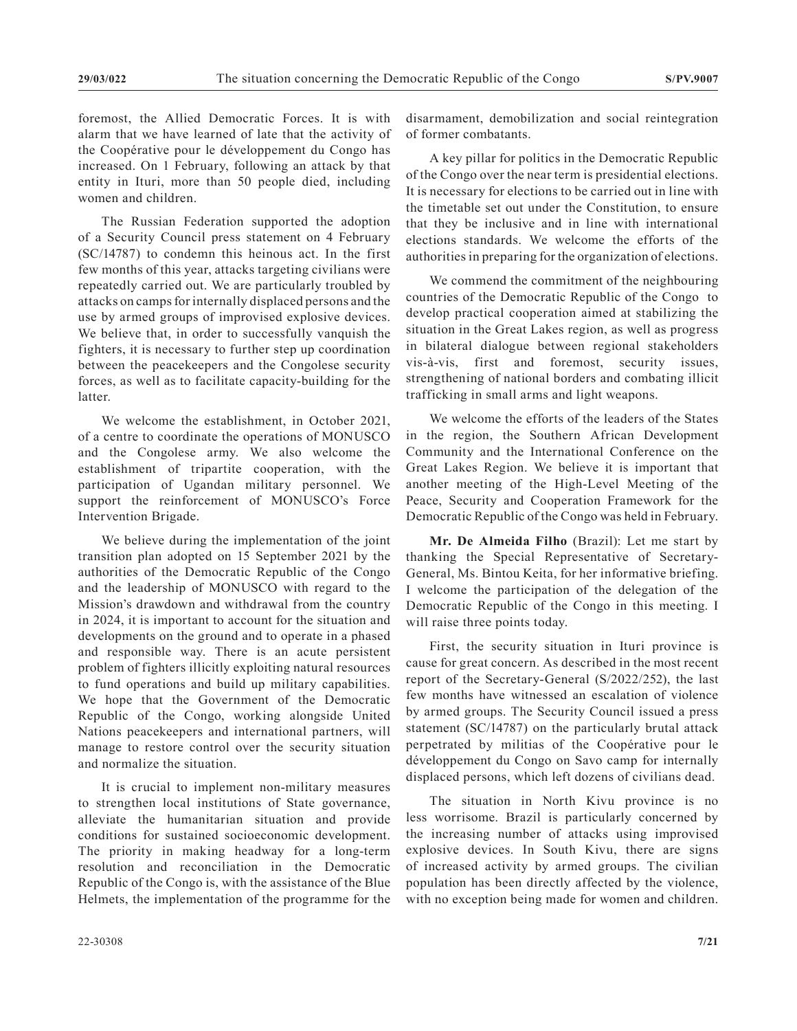foremost, the Allied Democratic Forces. It is with alarm that we have learned of late that the activity of the Coopérative pour le développement du Congo has increased. On 1 February, following an attack by that entity in Ituri, more than 50 people died, including women and children.

The Russian Federation supported the adoption of a Security Council press statement on 4 February (SC/14787) to condemn this heinous act. In the first few months of this year, attacks targeting civilians were repeatedly carried out. We are particularly troubled by attacks on camps for internally displaced persons and the use by armed groups of improvised explosive devices. We believe that, in order to successfully vanquish the fighters, it is necessary to further step up coordination between the peacekeepers and the Congolese security forces, as well as to facilitate capacity-building for the latter.

We welcome the establishment, in October 2021, of a centre to coordinate the operations of MONUSCO and the Congolese army. We also welcome the establishment of tripartite cooperation, with the participation of Ugandan military personnel. We support the reinforcement of MONUSCO's Force Intervention Brigade.

We believe during the implementation of the joint transition plan adopted on 15 September 2021 by the authorities of the Democratic Republic of the Congo and the leadership of MONUSCO with regard to the Mission's drawdown and withdrawal from the country in 2024, it is important to account for the situation and developments on the ground and to operate in a phased and responsible way. There is an acute persistent problem of fighters illicitly exploiting natural resources to fund operations and build up military capabilities. We hope that the Government of the Democratic Republic of the Congo, working alongside United Nations peacekeepers and international partners, will manage to restore control over the security situation and normalize the situation.

It is crucial to implement non-military measures to strengthen local institutions of State governance, alleviate the humanitarian situation and provide conditions for sustained socioeconomic development. The priority in making headway for a long-term resolution and reconciliation in the Democratic Republic of the Congo is, with the assistance of the Blue Helmets, the implementation of the programme for the disarmament, demobilization and social reintegration of former combatants.

A key pillar for politics in the Democratic Republic of the Congo over the near term is presidential elections. It is necessary for elections to be carried out in line with the timetable set out under the Constitution, to ensure that they be inclusive and in line with international elections standards. We welcome the efforts of the authorities in preparing for the organization of elections.

We commend the commitment of the neighbouring countries of the Democratic Republic of the Congo to develop practical cooperation aimed at stabilizing the situation in the Great Lakes region, as well as progress in bilateral dialogue between regional stakeholders vis-à-vis, first and foremost, security issues, strengthening of national borders and combating illicit trafficking in small arms and light weapons.

We welcome the efforts of the leaders of the States in the region, the Southern African Development Community and the International Conference on the Great Lakes Region. We believe it is important that another meeting of the High-Level Meeting of the Peace, Security and Cooperation Framework for the Democratic Republic of the Congo was held in February.

**Mr. De Almeida Filho** (Brazil): Let me start by thanking the Special Representative of Secretary-General, Ms. Bintou Keita, for her informative briefing. I welcome the participation of the delegation of the Democratic Republic of the Congo in this meeting. I will raise three points today.

First, the security situation in Ituri province is cause for great concern. As described in the most recent report of the Secretary-General (S/2022/252), the last few months have witnessed an escalation of violence by armed groups. The Security Council issued a press statement (SC/14787) on the particularly brutal attack perpetrated by militias of the Coopérative pour le développement du Congo on Savo camp for internally displaced persons, which left dozens of civilians dead.

The situation in North Kivu province is no less worrisome. Brazil is particularly concerned by the increasing number of attacks using improvised explosive devices. In South Kivu, there are signs of increased activity by armed groups. The civilian population has been directly affected by the violence, with no exception being made for women and children.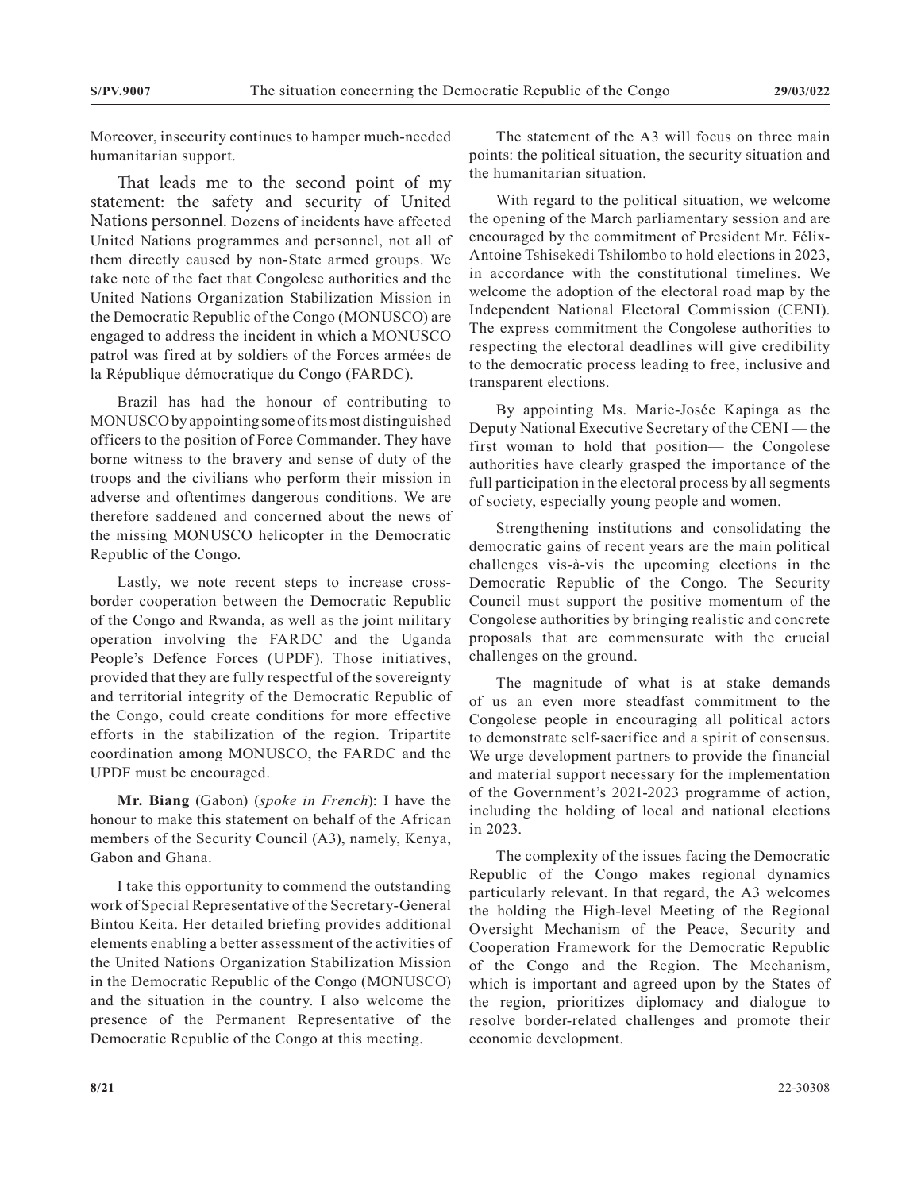Moreover, insecurity continues to hamper much-needed humanitarian support.

That leads me to the second point of my statement: the safety and security of United Nations personnel. Dozens of incidents have affected United Nations programmes and personnel, not all of them directly caused by non-State armed groups. We take note of the fact that Congolese authorities and the United Nations Organization Stabilization Mission in the Democratic Republic of the Congo (MONUSCO) are engaged to address the incident in which a MONUSCO patrol was fired at by soldiers of the Forces armées de la République démocratique du Congo (FARDC).

Brazil has had the honour of contributing to MONUSCO by appointing some of its most distinguished officers to the position of Force Commander. They have borne witness to the bravery and sense of duty of the troops and the civilians who perform their mission in adverse and oftentimes dangerous conditions. We are therefore saddened and concerned about the news of the missing MONUSCO helicopter in the Democratic Republic of the Congo.

Lastly, we note recent steps to increase cross-border cooperation between the Democratic Republic of the Congo and Rwanda, as well as the joint military operation involving the FARDC and the Uganda People's Defence Forces (UPDF). Those initiatives, provided that they are fully respectful of the sovereignty and territorial integrity of the Democratic Republic of the Congo, could create conditions for more effective efforts in the stabilization of the region. Tripartite coordination among MONUSCO, the FARDC and the UPDF must be encouraged.

**Mr. Biang** (Gabon) (*spoke in French*): I have the honour to make this statement on behalf of the African members of the Security Council (A3), namely, Kenya, Gabon and Ghana.

I take this opportunity to commend the outstanding work of Special Representative of the Secretary-General Bintou Keita. Her detailed briefing provides additional elements enabling a better assessment of the activities of the United Nations Organization Stabilization Mission in the Democratic Republic of the Congo (MONUSCO) and the situation in the country. I also welcome the presence of the Permanent Representative of the Democratic Republic of the Congo at this meeting.

The statement of the A3 will focus on three main points: the political situation, the security situation and the humanitarian situation.

With regard to the political situation, we welcome the opening of the March parliamentary session and are encouraged by the commitment of President Mr. Félix-Antoine Tshisekedi Tshilombo to hold elections in 2023, in accordance with the constitutional timelines. We welcome the adoption of the electoral road map by the Independent National Electoral Commission (CENI). The express commitment the Congolese authorities to respecting the electoral deadlines will give credibility to the democratic process leading to free, inclusive and transparent elections.

By appointing Ms. Marie-Josée Kapinga as the Deputy National Executive Secretary of the CENI — the first woman to hold that position— the Congolese authorities have clearly grasped the importance of the full participation in the electoral process by all segments of society, especially young people and women.

Strengthening institutions and consolidating the democratic gains of recent years are the main political challenges vis-à-vis the upcoming elections in the Democratic Republic of the Congo. The Security Council must support the positive momentum of the Congolese authorities by bringing realistic and concrete proposals that are commensurate with the crucial challenges on the ground.

The magnitude of what is at stake demands of us an even more steadfast commitment to the Congolese people in encouraging all political actors to demonstrate self-sacrifice and a spirit of consensus. We urge development partners to provide the financial and material support necessary for the implementation of the Government's 2021-2023 programme of action, including the holding of local and national elections in 2023.

The complexity of the issues facing the Democratic Republic of the Congo makes regional dynamics particularly relevant. In that regard, the A3 welcomes the holding the High-level Meeting of the Regional Oversight Mechanism of the Peace, Security and Cooperation Framework for the Democratic Republic of the Congo and the Region. The Mechanism, which is important and agreed upon by the States of the region, prioritizes diplomacy and dialogue to resolve border-related challenges and promote their economic development.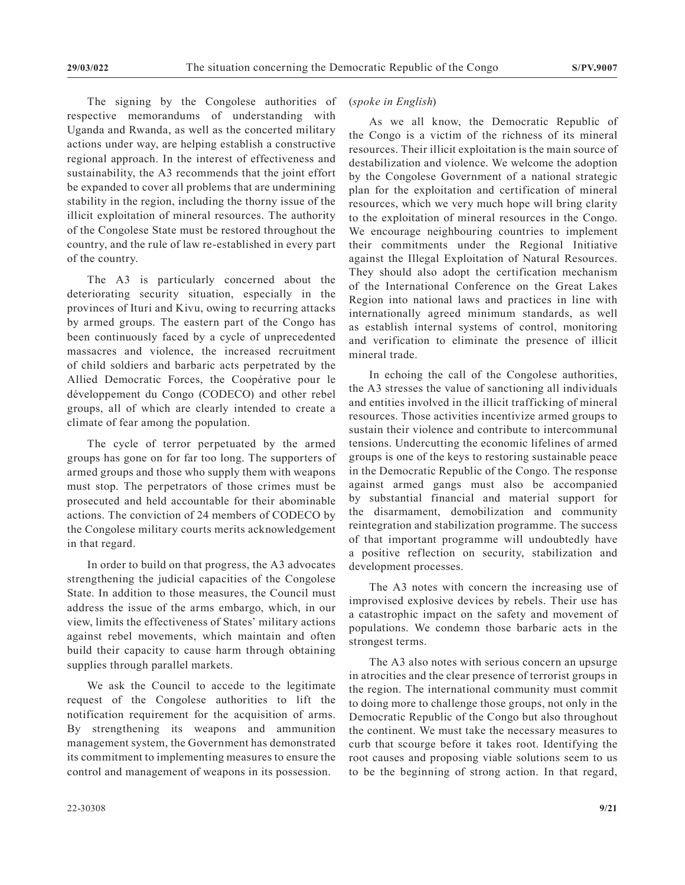The signing by the Congolese authorities of respective memorandums of understanding with Uganda and Rwanda, as well as the concerted military actions under way, are helping establish a constructive regional approach. In the interest of effectiveness and sustainability, the A3 recommends that the joint effort be expanded to cover all problems that are undermining stability in the region, including the thorny issue of the illicit exploitation of mineral resources. The authority of the Congolese State must be restored throughout the country, and the rule of law re-established in every part of the country.

The A3 is particularly concerned about the deteriorating security situation, especially in the provinces of Ituri and Kivu, owing to recurring attacks by armed groups. The eastern part of the Congo has been continuously faced by a cycle of unprecedented massacres and violence, the increased recruitment of child soldiers and barbaric acts perpetrated by the Allied Democratic Forces, the Coopérative pour le développement du Congo (CODECO) and other rebel groups, all of which are clearly intended to create a climate of fear among the population.

The cycle of terror perpetuated by the armed groups has gone on for far too long. The supporters of armed groups and those who supply them with weapons must stop. The perpetrators of those crimes must be prosecuted and held accountable for their abominable actions. The conviction of 24 members of CODECO by the Congolese military courts merits acknowledgement in that regard.

In order to build on that progress, the A3 advocates strengthening the judicial capacities of the Congolese State. In addition to those measures, the Council must address the issue of the arms embargo, which, in our view, limits the effectiveness of States' military actions against rebel movements, which maintain and often build their capacity to cause harm through obtaining supplies through parallel markets.

We ask the Council to accede to the legitimate request of the Congolese authorities to lift the notification requirement for the acquisition of arms. By strengthening its weapons and ammunition management system, the Government has demonstrated its commitment to implementing measures to ensure the control and management of weapons in its possession.

(*spoke in English*)

As we all know, the Democratic Republic of the Congo is a victim of the richness of its mineral resources. Their illicit exploitation is the main source of destabilization and violence. We welcome the adoption by the Congolese Government of a national strategic plan for the exploitation and certification of mineral resources, which we very much hope will bring clarity to the exploitation of mineral resources in the Congo. We encourage neighbouring countries to implement their commitments under the Regional Initiative against the Illegal Exploitation of Natural Resources. They should also adopt the certification mechanism of the International Conference on the Great Lakes Region into national laws and practices in line with internationally agreed minimum standards, as well as establish internal systems of control, monitoring and verification to eliminate the presence of illicit mineral trade.

In echoing the call of the Congolese authorities, the A3 stresses the value of sanctioning all individuals and entities involved in the illicit trafficking of mineral resources. Those activities incentivize armed groups to sustain their violence and contribute to intercommunal tensions. Undercutting the economic lifelines of armed groups is one of the keys to restoring sustainable peace in the Democratic Republic of the Congo. The response against armed gangs must also be accompanied by substantial financial and material support for the disarmament, demobilization and community reintegration and stabilization programme. The success of that important programme will undoubtedly have a positive reflection on security, stabilization and development processes.

The A3 notes with concern the increasing use of improvised explosive devices by rebels. Their use has a catastrophic impact on the safety and movement of populations. We condemn those barbaric acts in the strongest terms.

The A3 also notes with serious concern an upsurge in atrocities and the clear presence of terrorist groups in the region. The international community must commit to doing more to challenge those groups, not only in the Democratic Republic of the Congo but also throughout the continent. We must take the necessary measures to curb that scourge before it takes root. Identifying the root causes and proposing viable solutions seem to us to be the beginning of strong action. In that regard,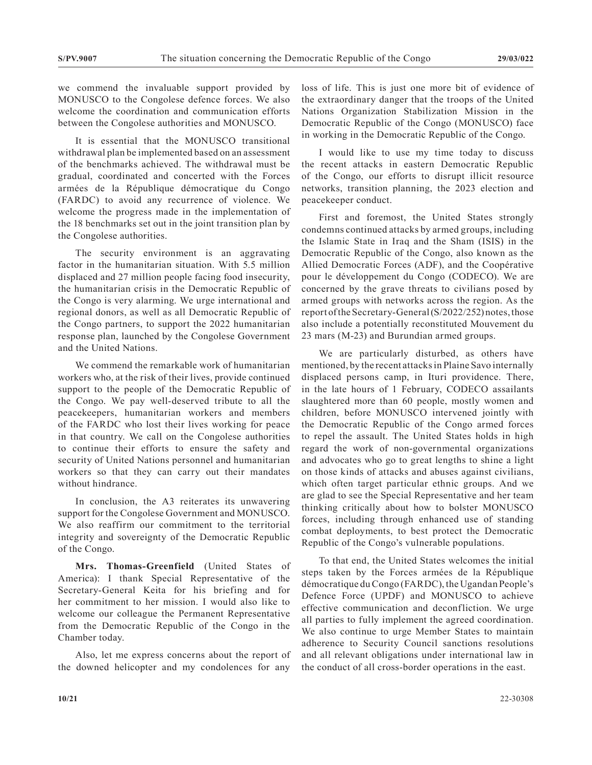we commend the invaluable support provided by MONUSCO to the Congolese defence forces. We also welcome the coordination and communication efforts between the Congolese authorities and MONUSCO.

It is essential that the MONUSCO transitional withdrawal plan be implemented based on an assessment of the benchmarks achieved. The withdrawal must be gradual, coordinated and concerted with the Forces armées de la République démocratique du Congo (FARDC) to avoid any recurrence of violence. We welcome the progress made in the implementation of the 18 benchmarks set out in the joint transition plan by the Congolese authorities.

The security environment is an aggravating factor in the humanitarian situation. With 5.5 million displaced and 27 million people facing food insecurity, the humanitarian crisis in the Democratic Republic of the Congo is very alarming. We urge international and regional donors, as well as all Democratic Republic of the Congo partners, to support the 2022 humanitarian response plan, launched by the Congolese Government and the United Nations.

We commend the remarkable work of humanitarian workers who, at the risk of their lives, provide continued support to the people of the Democratic Republic of the Congo. We pay well-deserved tribute to all the peacekeepers, humanitarian workers and members of the FARDC who lost their lives working for peace in that country. We call on the Congolese authorities to continue their efforts to ensure the safety and security of United Nations personnel and humanitarian workers so that they can carry out their mandates without hindrance.

In conclusion, the A3 reiterates its unwavering support for the Congolese Government and MONUSCO. We also reaffirm our commitment to the territorial integrity and sovereignty of the Democratic Republic of the Congo.

**Mrs. Thomas-Greenfield** (United States of America): I thank Special Representative of the Secretary-General Keita for his briefing and for her commitment to her mission. I would also like to welcome our colleague the Permanent Representative from the Democratic Republic of the Congo in the Chamber today.

Also, let me express concerns about the report of the downed helicopter and my condolences for any loss of life. This is just one more bit of evidence of the extraordinary danger that the troops of the United Nations Organization Stabilization Mission in the Democratic Republic of the Congo (MONUSCO) face in working in the Democratic Republic of the Congo.

I would like to use my time today to discuss the recent attacks in eastern Democratic Republic of the Congo, our efforts to disrupt illicit resource networks, transition planning, the 2023 election and peacekeeper conduct.

First and foremost, the United States strongly condemns continued attacks by armed groups, including the Islamic State in Iraq and the Sham (ISIS) in the Democratic Republic of the Congo, also known as the Allied Democratic Forces (ADF), and the Coopérative pour le développement du Congo (CODECO). We are concerned by the grave threats to civilians posed by armed groups with networks across the region. As the report of the Secretary-General (S/2022/252) notes, those also include a potentially reconstituted Mouvement du 23 mars (M-23) and Burundian armed groups.

We are particularly disturbed, as others have mentioned, by the recent attacks in Plaine Savo internally displaced persons camp, in Ituri providence. There, in the late hours of 1 February, CODECO assailants slaughtered more than 60 people, mostly women and children, before MONUSCO intervened jointly with the Democratic Republic of the Congo armed forces to repel the assault. The United States holds in high regard the work of non-governmental organizations and advocates who go to great lengths to shine a light on those kinds of attacks and abuses against civilians, which often target particular ethnic groups. And we are glad to see the Special Representative and her team thinking critically about how to bolster MONUSCO forces, including through enhanced use of standing combat deployments, to best protect the Democratic Republic of the Congo's vulnerable populations.

To that end, the United States welcomes the initial steps taken by the Forces armées de la République démocratique du Congo (FARDC), the Ugandan People's Defence Force (UPDF) and MONUSCO to achieve effective communication and deconfliction. We urge all parties to fully implement the agreed coordination. We also continue to urge Member States to maintain adherence to Security Council sanctions resolutions and all relevant obligations under international law in the conduct of all cross-border operations in the east.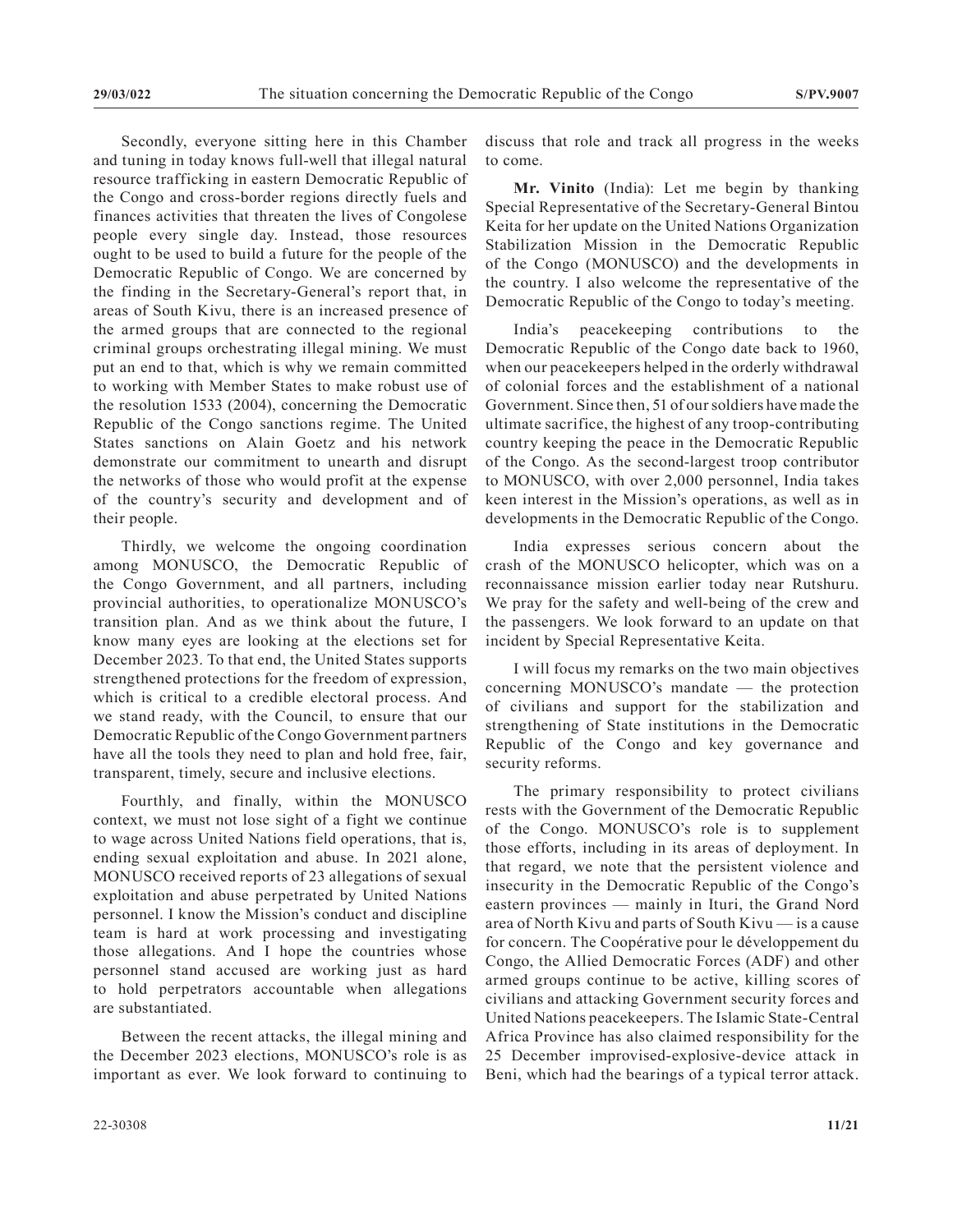Secondly, everyone sitting here in this Chamber and tuning in today knows full-well that illegal natural resource trafficking in eastern Democratic Republic of the Congo and cross-border regions directly fuels and finances activities that threaten the lives of Congolese people every single day. Instead, those resources ought to be used to build a future for the people of the Democratic Republic of Congo. We are concerned by the finding in the Secretary-General's report that, in areas of South Kivu, there is an increased presence of the armed groups that are connected to the regional criminal groups orchestrating illegal mining. We must put an end to that, which is why we remain committed to working with Member States to make robust use of the resolution 1533 (2004), concerning the Democratic Republic of the Congo sanctions regime. The United States sanctions on Alain Goetz and his network demonstrate our commitment to unearth and disrupt the networks of those who would profit at the expense of the country's security and development and of their people.

Thirdly, we welcome the ongoing coordination among MONUSCO, the Democratic Republic of the Congo Government, and all partners, including provincial authorities, to operationalize MONUSCO's transition plan. And as we think about the future, I know many eyes are looking at the elections set for December 2023. To that end, the United States supports strengthened protections for the freedom of expression, which is critical to a credible electoral process. And we stand ready, with the Council, to ensure that our Democratic Republic of the Congo Government partners have all the tools they need to plan and hold free, fair, transparent, timely, secure and inclusive elections.

Fourthly, and finally, within the MONUSCO context, we must not lose sight of a fight we continue to wage across United Nations field operations, that is, ending sexual exploitation and abuse. In 2021 alone, MONUSCO received reports of 23 allegations of sexual exploitation and abuse perpetrated by United Nations personnel. I know the Mission's conduct and discipline team is hard at work processing and investigating those allegations. And I hope the countries whose personnel stand accused are working just as hard to hold perpetrators accountable when allegations are substantiated.

Between the recent attacks, the illegal mining and the December 2023 elections, MONUSCO's role is as important as ever. We look forward to continuing to discuss that role and track all progress in the weeks to come.

**Mr. Vinito** (India): Let me begin by thanking Special Representative of the Secretary-General Bintou Keita for her update on the United Nations Organization Stabilization Mission in the Democratic Republic of the Congo (MONUSCO) and the developments in the country. I also welcome the representative of the Democratic Republic of the Congo to today's meeting.

India's peacekeeping contributions to the Democratic Republic of the Congo date back to 1960, when our peacekeepers helped in the orderly withdrawal of colonial forces and the establishment of a national Government. Since then, 51 of our soldiers have made the ultimate sacrifice, the highest of any troop-contributing country keeping the peace in the Democratic Republic of the Congo. As the second-largest troop contributor to MONUSCO, with over 2,000 personnel, India takes keen interest in the Mission's operations, as well as in developments in the Democratic Republic of the Congo.

India expresses serious concern about the crash of the MONUSCO helicopter, which was on a reconnaissance mission earlier today near Rutshuru. We pray for the safety and well-being of the crew and the passengers. We look forward to an update on that incident by Special Representative Keita.

I will focus my remarks on the two main objectives concerning MONUSCO's mandate — the protection of civilians and support for the stabilization and strengthening of State institutions in the Democratic Republic of the Congo and key governance and security reforms.

The primary responsibility to protect civilians rests with the Government of the Democratic Republic of the Congo. MONUSCO's role is to supplement those efforts, including in its areas of deployment. In that regard, we note that the persistent violence and insecurity in the Democratic Republic of the Congo's eastern provinces — mainly in Ituri, the Grand Nord area of North Kivu and parts of South Kivu — is a cause for concern. The Coopérative pour le développement du Congo, the Allied Democratic Forces (ADF) and other armed groups continue to be active, killing scores of civilians and attacking Government security forces and United Nations peacekeepers. The Islamic State-Central Africa Province has also claimed responsibility for the 25 December improvised-explosive-device attack in Beni, which had the bearings of a typical terror attack.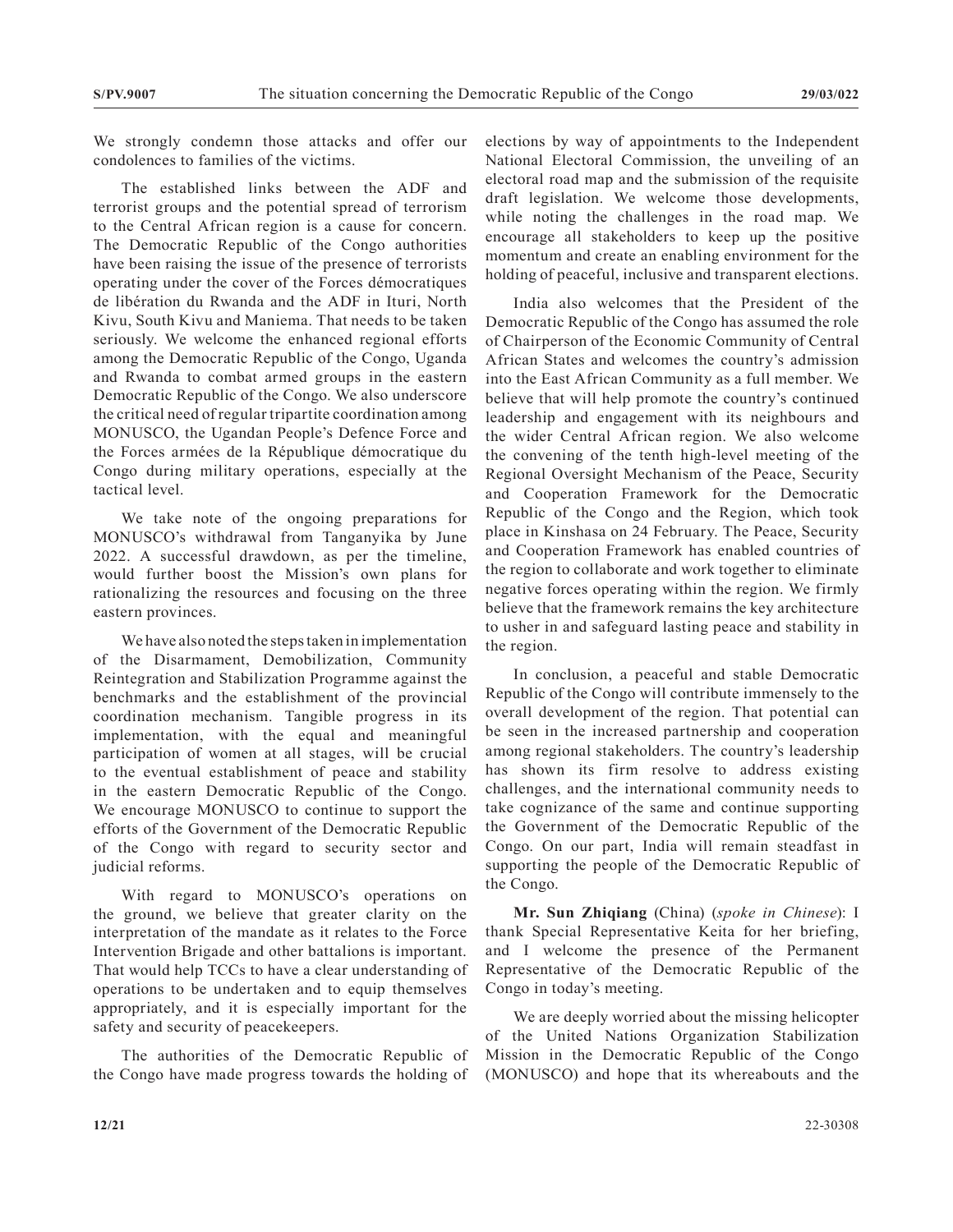We strongly condemn those attacks and offer our condolences to families of the victims.

The established links between the ADF and terrorist groups and the potential spread of terrorism to the Central African region is a cause for concern. The Democratic Republic of the Congo authorities have been raising the issue of the presence of terrorists operating under the cover of the Forces démocratiques de libération du Rwanda and the ADF in Ituri, North Kivu, South Kivu and Maniema. That needs to be taken seriously. We welcome the enhanced regional efforts among the Democratic Republic of the Congo, Uganda and Rwanda to combat armed groups in the eastern Democratic Republic of the Congo. We also underscore the critical need of regular tripartite coordination among MONUSCO, the Ugandan People's Defence Force and the Forces armées de la République démocratique du Congo during military operations, especially at the tactical level.

We take note of the ongoing preparations for MONUSCO's withdrawal from Tanganyika by June 2022. A successful drawdown, as per the timeline, would further boost the Mission's own plans for rationalizing the resources and focusing on the three eastern provinces.

We have also noted the steps taken in implementation of the Disarmament, Demobilization, Community Reintegration and Stabilization Programme against the benchmarks and the establishment of the provincial coordination mechanism. Tangible progress in its implementation, with the equal and meaningful participation of women at all stages, will be crucial to the eventual establishment of peace and stability in the eastern Democratic Republic of the Congo. We encourage MONUSCO to continue to support the efforts of the Government of the Democratic Republic of the Congo with regard to security sector and judicial reforms.

With regard to MONUSCO's operations on the ground, we believe that greater clarity on the interpretation of the mandate as it relates to the Force Intervention Brigade and other battalions is important. That would help TCCs to have a clear understanding of operations to be undertaken and to equip themselves appropriately, and it is especially important for the safety and security of peacekeepers.

The authorities of the Democratic Republic of the Congo have made progress towards the holding of elections by way of appointments to the Independent National Electoral Commission, the unveiling of an electoral road map and the submission of the requisite draft legislation. We welcome those developments, while noting the challenges in the road map. We encourage all stakeholders to keep up the positive momentum and create an enabling environment for the holding of peaceful, inclusive and transparent elections.

India also welcomes that the President of the Democratic Republic of the Congo has assumed the role of Chairperson of the Economic Community of Central African States and welcomes the country's admission into the East African Community as a full member. We believe that will help promote the country's continued leadership and engagement with its neighbours and the wider Central African region. We also welcome the convening of the tenth high-level meeting of the Regional Oversight Mechanism of the Peace, Security and Cooperation Framework for the Democratic Republic of the Congo and the Region, which took place in Kinshasa on 24 February. The Peace, Security and Cooperation Framework has enabled countries of the region to collaborate and work together to eliminate negative forces operating within the region. We firmly believe that the framework remains the key architecture to usher in and safeguard lasting peace and stability in the region.

In conclusion, a peaceful and stable Democratic Republic of the Congo will contribute immensely to the overall development of the region. That potential can be seen in the increased partnership and cooperation among regional stakeholders. The country's leadership has shown its firm resolve to address existing challenges, and the international community needs to take cognizance of the same and continue supporting the Government of the Democratic Republic of the Congo. On our part, India will remain steadfast in supporting the people of the Democratic Republic of the Congo.

**Mr. Sun Zhiqiang** (China) (*spoke in Chinese*): I thank Special Representative Keita for her briefing, and I welcome the presence of the Permanent Representative of the Democratic Republic of the Congo in today's meeting.

We are deeply worried about the missing helicopter of the United Nations Organization Stabilization Mission in the Democratic Republic of the Congo (MONUSCO) and hope that its whereabouts and the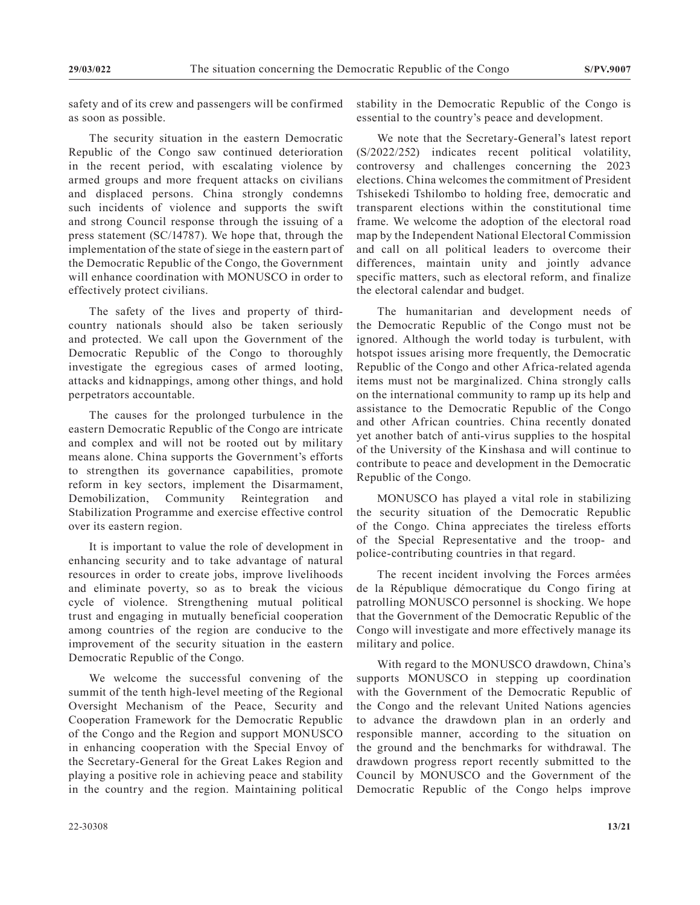safety and of its crew and passengers will be confirmed as soon as possible.

The security situation in the eastern Democratic Republic of the Congo saw continued deterioration in the recent period, with escalating violence by armed groups and more frequent attacks on civilians and displaced persons. China strongly condemns such incidents of violence and supports the swift and strong Council response through the issuing of a press statement (SC/14787). We hope that, through the implementation of the state of siege in the eastern part of the Democratic Republic of the Congo, the Government will enhance coordination with MONUSCO in order to effectively protect civilians.

The safety of the lives and property of third-country nationals should also be taken seriously and protected. We call upon the Government of the Democratic Republic of the Congo to thoroughly investigate the egregious cases of armed looting, attacks and kidnappings, among other things, and hold perpetrators accountable.

The causes for the prolonged turbulence in the eastern Democratic Republic of the Congo are intricate and complex and will not be rooted out by military means alone. China supports the Government's efforts to strengthen its governance capabilities, promote reform in key sectors, implement the Disarmament, Demobilization, Community Reintegration and Stabilization Programme and exercise effective control over its eastern region.

It is important to value the role of development in enhancing security and to take advantage of natural resources in order to create jobs, improve livelihoods and eliminate poverty, so as to break the vicious cycle of violence. Strengthening mutual political trust and engaging in mutually beneficial cooperation among countries of the region are conducive to the improvement of the security situation in the eastern Democratic Republic of the Congo.

We welcome the successful convening of the summit of the tenth high-level meeting of the Regional Oversight Mechanism of the Peace, Security and Cooperation Framework for the Democratic Republic of the Congo and the Region and support MONUSCO in enhancing cooperation with the Special Envoy of the Secretary-General for the Great Lakes Region and playing a positive role in achieving peace and stability in the country and the region. Maintaining political stability in the Democratic Republic of the Congo is essential to the country's peace and development.

We note that the Secretary-General's latest report (S/2022/252) indicates recent political volatility, controversy and challenges concerning the 2023 elections. China welcomes the commitment of President Tshisekedi Tshilombo to holding free, democratic and transparent elections within the constitutional time frame. We welcome the adoption of the electoral road map by the Independent National Electoral Commission and call on all political leaders to overcome their differences, maintain unity and jointly advance specific matters, such as electoral reform, and finalize the electoral calendar and budget.

The humanitarian and development needs of the Democratic Republic of the Congo must not be ignored. Although the world today is turbulent, with hotspot issues arising more frequently, the Democratic Republic of the Congo and other Africa-related agenda items must not be marginalized. China strongly calls on the international community to ramp up its help and assistance to the Democratic Republic of the Congo and other African countries. China recently donated yet another batch of anti-virus supplies to the hospital of the University of the Kinshasa and will continue to contribute to peace and development in the Democratic Republic of the Congo.

MONUSCO has played a vital role in stabilizing the security situation of the Democratic Republic of the Congo. China appreciates the tireless efforts of the Special Representative and the troop- and police-contributing countries in that regard.

The recent incident involving the Forces armées de la République démocratique du Congo firing at patrolling MONUSCO personnel is shocking. We hope that the Government of the Democratic Republic of the Congo will investigate and more effectively manage its military and police.

With regard to the MONUSCO drawdown, China's supports MONUSCO in stepping up coordination with the Government of the Democratic Republic of the Congo and the relevant United Nations agencies to advance the drawdown plan in an orderly and responsible manner, according to the situation on the ground and the benchmarks for withdrawal. The drawdown progress report recently submitted to the Council by MONUSCO and the Government of the Democratic Republic of the Congo helps improve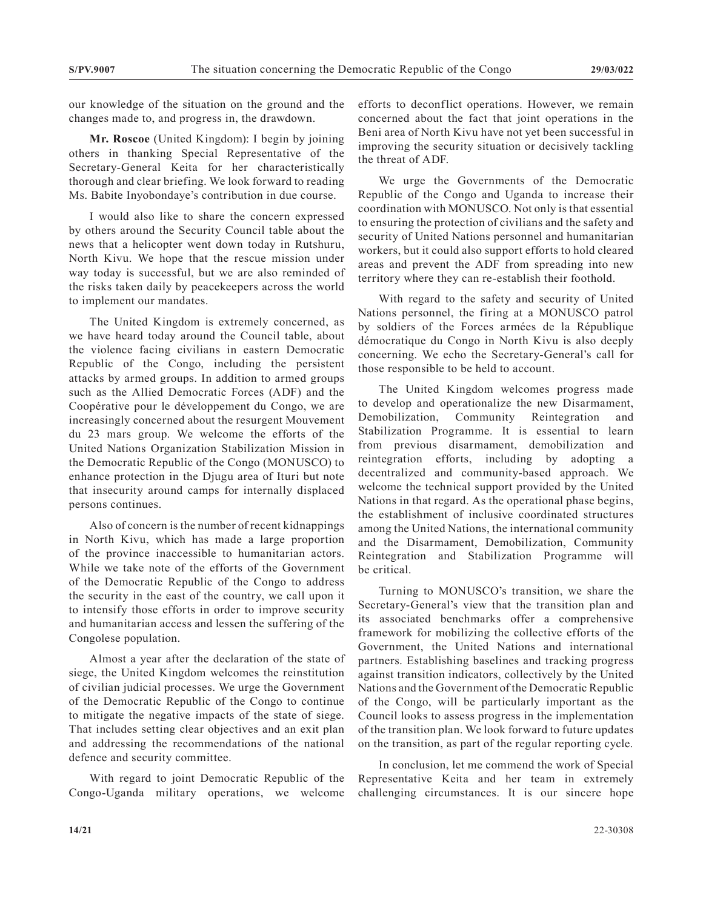our knowledge of the situation on the ground and the changes made to, and progress in, the drawdown.

**Mr. Roscoe** (United Kingdom): I begin by joining others in thanking Special Representative of the Secretary-General Keita for her characteristically thorough and clear briefing. We look forward to reading Ms. Babite Inyobondaye's contribution in due course.

I would also like to share the concern expressed by others around the Security Council table about the news that a helicopter went down today in Rutshuru, North Kivu. We hope that the rescue mission under way today is successful, but we are also reminded of the risks taken daily by peacekeepers across the world to implement our mandates.

The United Kingdom is extremely concerned, as we have heard today around the Council table, about the violence facing civilians in eastern Democratic Republic of the Congo, including the persistent attacks by armed groups. In addition to armed groups such as the Allied Democratic Forces (ADF) and the Coopérative pour le développement du Congo, we are increasingly concerned about the resurgent Mouvement du 23 mars group. We welcome the efforts of the United Nations Organization Stabilization Mission in the Democratic Republic of the Congo (MONUSCO) to enhance protection in the Djugu area of Ituri but note that insecurity around camps for internally displaced persons continues.

Also of concern is the number of recent kidnappings in North Kivu, which has made a large proportion of the province inaccessible to humanitarian actors. While we take note of the efforts of the Government of the Democratic Republic of the Congo to address the security in the east of the country, we call upon it to intensify those efforts in order to improve security and humanitarian access and lessen the suffering of the Congolese population.

Almost a year after the declaration of the state of siege, the United Kingdom welcomes the reinstitution of civilian judicial processes. We urge the Government of the Democratic Republic of the Congo to continue to mitigate the negative impacts of the state of siege. That includes setting clear objectives and an exit plan and addressing the recommendations of the national defence and security committee.

With regard to joint Democratic Republic of the Congo-Uganda military operations, we welcome efforts to deconflict operations. However, we remain concerned about the fact that joint operations in the Beni area of North Kivu have not yet been successful in improving the security situation or decisively tackling the threat of ADF.

We urge the Governments of the Democratic Republic of the Congo and Uganda to increase their coordination with MONUSCO. Not only is that essential to ensuring the protection of civilians and the safety and security of United Nations personnel and humanitarian workers, but it could also support efforts to hold cleared areas and prevent the ADF from spreading into new territory where they can re-establish their foothold.

With regard to the safety and security of United Nations personnel, the firing at a MONUSCO patrol by soldiers of the Forces armées de la République démocratique du Congo in North Kivu is also deeply concerning. We echo the Secretary-General's call for those responsible to be held to account.

The United Kingdom welcomes progress made to develop and operationalize the new Disarmament, Demobilization, Community Reintegration and Stabilization Programme. It is essential to learn from previous disarmament, demobilization and reintegration efforts, including by adopting a decentralized and community-based approach. We welcome the technical support provided by the United Nations in that regard. As the operational phase begins, the establishment of inclusive coordinated structures among the United Nations, the international community and the Disarmament, Demobilization, Community Reintegration and Stabilization Programme will be critical.

Turning to MONUSCO's transition, we share the Secretary-General's view that the transition plan and its associated benchmarks offer a comprehensive framework for mobilizing the collective efforts of the Government, the United Nations and international partners. Establishing baselines and tracking progress against transition indicators, collectively by the United Nations and the Government of the Democratic Republic of the Congo, will be particularly important as the Council looks to assess progress in the implementation of the transition plan. We look forward to future updates on the transition, as part of the regular reporting cycle.

In conclusion, let me commend the work of Special Representative Keita and her team in extremely challenging circumstances. It is our sincere hope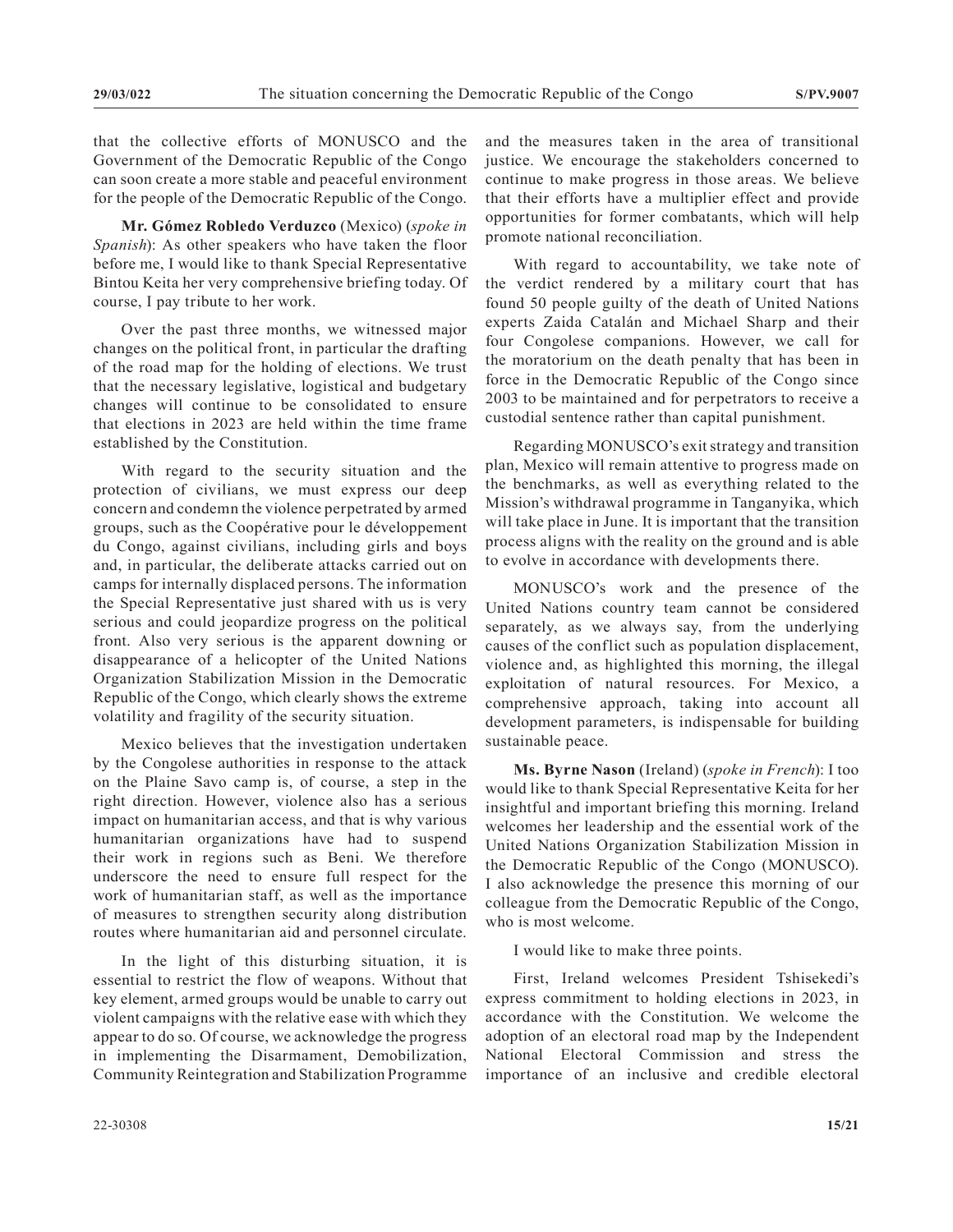that the collective efforts of MONUSCO and the Government of the Democratic Republic of the Congo can soon create a more stable and peaceful environment for the people of the Democratic Republic of the Congo.

**Mr. Gómez Robledo Verduzco** (Mexico) (*spoke in Spanish*): As other speakers who have taken the floor before me, I would like to thank Special Representative Bintou Keita her very comprehensive briefing today. Of course, I pay tribute to her work.

Over the past three months, we witnessed major changes on the political front, in particular the drafting of the road map for the holding of elections. We trust that the necessary legislative, logistical and budgetary changes will continue to be consolidated to ensure that elections in 2023 are held within the time frame established by the Constitution.

With regard to the security situation and the protection of civilians, we must express our deep concern and condemn the violence perpetrated by armed groups, such as the Coopérative pour le développement du Congo, against civilians, including girls and boys and, in particular, the deliberate attacks carried out on camps for internally displaced persons. The information the Special Representative just shared with us is very serious and could jeopardize progress on the political front. Also very serious is the apparent downing or disappearance of a helicopter of the United Nations Organization Stabilization Mission in the Democratic Republic of the Congo, which clearly shows the extreme volatility and fragility of the security situation.

Mexico believes that the investigation undertaken by the Congolese authorities in response to the attack on the Plaine Savo camp is, of course, a step in the right direction. However, violence also has a serious impact on humanitarian access, and that is why various humanitarian organizations have had to suspend their work in regions such as Beni. We therefore underscore the need to ensure full respect for the work of humanitarian staff, as well as the importance of measures to strengthen security along distribution routes where humanitarian aid and personnel circulate.

In the light of this disturbing situation, it is essential to restrict the flow of weapons. Without that key element, armed groups would be unable to carry out violent campaigns with the relative ease with which they appear to do so. Of course, we acknowledge the progress in implementing the Disarmament, Demobilization, Community Reintegration and Stabilization Programme and the measures taken in the area of transitional justice. We encourage the stakeholders concerned to continue to make progress in those areas. We believe that their efforts have a multiplier effect and provide opportunities for former combatants, which will help promote national reconciliation.

With regard to accountability, we take note of the verdict rendered by a military court that has found 50 people guilty of the death of United Nations experts Zaida Catalán and Michael Sharp and their four Congolese companions. However, we call for the moratorium on the death penalty that has been in force in the Democratic Republic of the Congo since 2003 to be maintained and for perpetrators to receive a custodial sentence rather than capital punishment.

Regarding MONUSCO's exit strategy and transition plan, Mexico will remain attentive to progress made on the benchmarks, as well as everything related to the Mission's withdrawal programme in Tanganyika, which will take place in June. It is important that the transition process aligns with the reality on the ground and is able to evolve in accordance with developments there.

MONUSCO's work and the presence of the United Nations country team cannot be considered separately, as we always say, from the underlying causes of the conflict such as population displacement, violence and, as highlighted this morning, the illegal exploitation of natural resources. For Mexico, a comprehensive approach, taking into account all development parameters, is indispensable for building sustainable peace.

**Ms. Byrne Nason** (Ireland) (*spoke in French*): I too would like to thank Special Representative Keita for her insightful and important briefing this morning. Ireland welcomes her leadership and the essential work of the United Nations Organization Stabilization Mission in the Democratic Republic of the Congo (MONUSCO). I also acknowledge the presence this morning of our colleague from the Democratic Republic of the Congo, who is most welcome.

I would like to make three points.

First, Ireland welcomes President Tshisekedi's express commitment to holding elections in 2023, in accordance with the Constitution. We welcome the adoption of an electoral road map by the Independent National Electoral Commission and stress the importance of an inclusive and credible electoral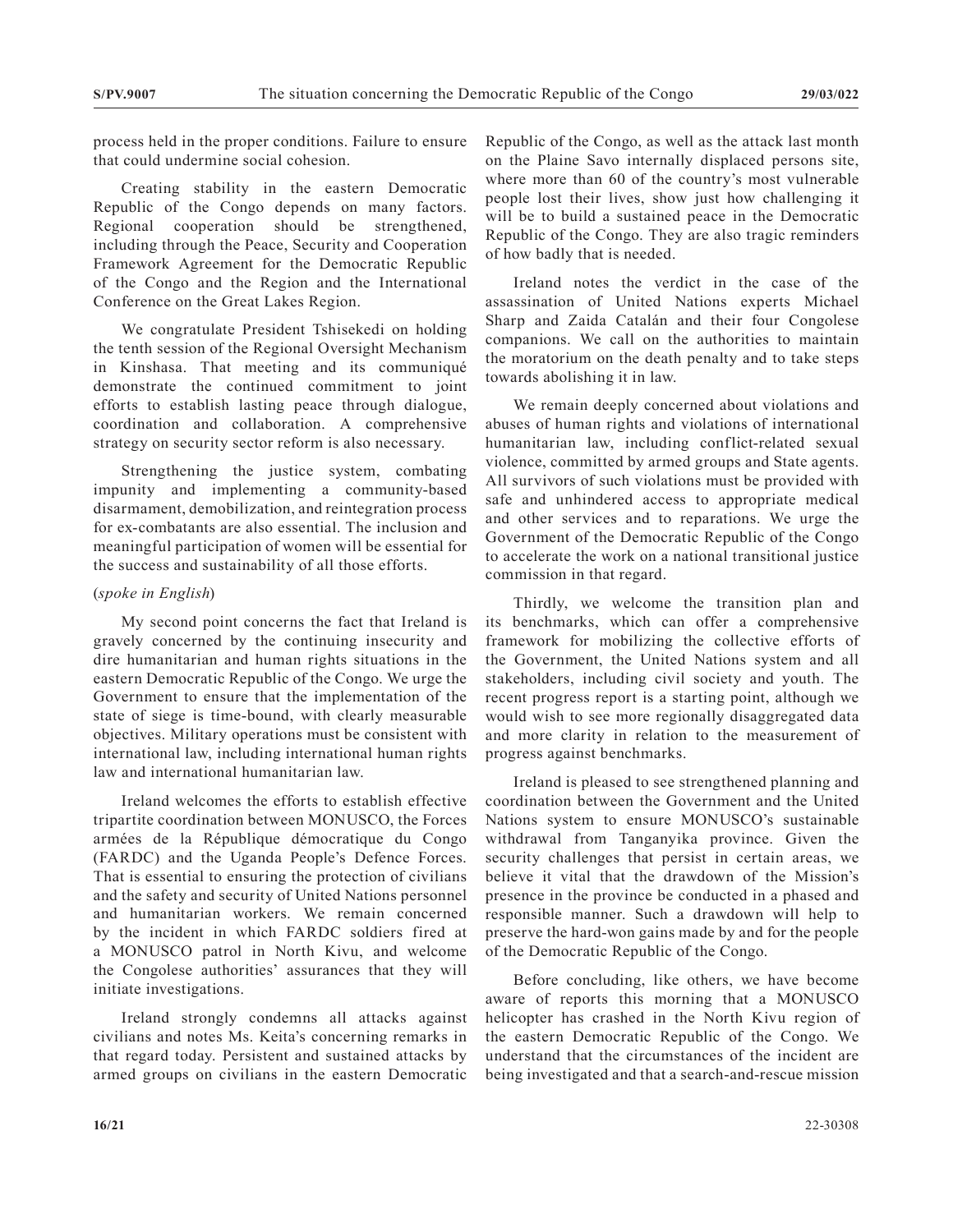process held in the proper conditions. Failure to ensure that could undermine social cohesion.

Creating stability in the eastern Democratic Republic of the Congo depends on many factors. Regional cooperation should be strengthened, including through the Peace, Security and Cooperation Framework Agreement for the Democratic Republic of the Congo and the Region and the International Conference on the Great Lakes Region.

We congratulate President Tshisekedi on holding the tenth session of the Regional Oversight Mechanism in Kinshasa. That meeting and its communiqué demonstrate the continued commitment to joint efforts to establish lasting peace through dialogue, coordination and collaboration. A comprehensive strategy on security sector reform is also necessary.

Strengthening the justice system, combating impunity and implementing a community-based disarmament, demobilization, and reintegration process for ex-combatants are also essential. The inclusion and meaningful participation of women will be essential for the success and sustainability of all those efforts.

(*spoke in English*)

My second point concerns the fact that Ireland is gravely concerned by the continuing insecurity and dire humanitarian and human rights situations in the eastern Democratic Republic of the Congo. We urge the Government to ensure that the implementation of the state of siege is time-bound, with clearly measurable objectives. Military operations must be consistent with international law, including international human rights law and international humanitarian law.

Ireland welcomes the efforts to establish effective tripartite coordination between MONUSCO, the Forces armées de la République démocratique du Congo (FARDC) and the Uganda People's Defence Forces. That is essential to ensuring the protection of civilians and the safety and security of United Nations personnel and humanitarian workers. We remain concerned by the incident in which FARDC soldiers fired at a MONUSCO patrol in North Kivu, and welcome the Congolese authorities' assurances that they will initiate investigations.

Ireland strongly condemns all attacks against civilians and notes Ms. Keita's concerning remarks in that regard today. Persistent and sustained attacks by armed groups on civilians in the eastern Democratic Republic of the Congo, as well as the attack last month on the Plaine Savo internally displaced persons site, where more than 60 of the country's most vulnerable people lost their lives, show just how challenging it will be to build a sustained peace in the Democratic Republic of the Congo. They are also tragic reminders of how badly that is needed.

Ireland notes the verdict in the case of the assassination of United Nations experts Michael Sharp and Zaida Catalán and their four Congolese companions. We call on the authorities to maintain the moratorium on the death penalty and to take steps towards abolishing it in law.

We remain deeply concerned about violations and abuses of human rights and violations of international humanitarian law, including conflict-related sexual violence, committed by armed groups and State agents. All survivors of such violations must be provided with safe and unhindered access to appropriate medical and other services and to reparations. We urge the Government of the Democratic Republic of the Congo to accelerate the work on a national transitional justice commission in that regard.

Thirdly, we welcome the transition plan and its benchmarks, which can offer a comprehensive framework for mobilizing the collective efforts of the Government, the United Nations system and all stakeholders, including civil society and youth. The recent progress report is a starting point, although we would wish to see more regionally disaggregated data and more clarity in relation to the measurement of progress against benchmarks.

Ireland is pleased to see strengthened planning and coordination between the Government and the United Nations system to ensure MONUSCO's sustainable withdrawal from Tanganyika province. Given the security challenges that persist in certain areas, we believe it vital that the drawdown of the Mission's presence in the province be conducted in a phased and responsible manner. Such a drawdown will help to preserve the hard-won gains made by and for the people of the Democratic Republic of the Congo.

Before concluding, like others, we have become aware of reports this morning that a MONUSCO helicopter has crashed in the North Kivu region of the eastern Democratic Republic of the Congo. We understand that the circumstances of the incident are being investigated and that a search-and-rescue mission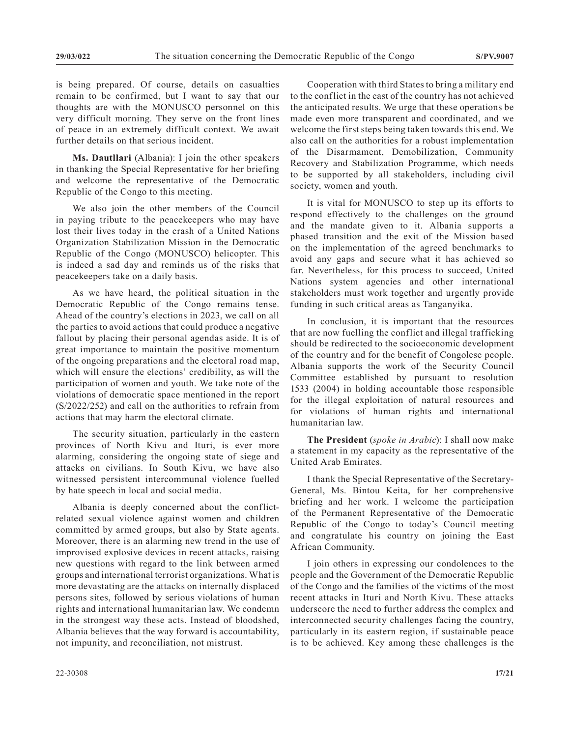is being prepared. Of course, details on casualties remain to be confirmed, but I want to say that our thoughts are with the MONUSCO personnel on this very difficult morning. They serve on the front lines of peace in an extremely difficult context. We await further details on that serious incident.

**Ms. Dautllari** (Albania): I join the other speakers in thanking the Special Representative for her briefing and welcome the representative of the Democratic Republic of the Congo to this meeting.

We also join the other members of the Council in paying tribute to the peacekeepers who may have lost their lives today in the crash of a United Nations Organization Stabilization Mission in the Democratic Republic of the Congo (MONUSCO) helicopter. This is indeed a sad day and reminds us of the risks that peacekeepers take on a daily basis.

As we have heard, the political situation in the Democratic Republic of the Congo remains tense. Ahead of the country's elections in 2023, we call on all the parties to avoid actions that could produce a negative fallout by placing their personal agendas aside. It is of great importance to maintain the positive momentum of the ongoing preparations and the electoral road map, which will ensure the elections' credibility, as will the participation of women and youth. We take note of the violations of democratic space mentioned in the report (S/2022/252) and call on the authorities to refrain from actions that may harm the electoral climate.

The security situation, particularly in the eastern provinces of North Kivu and Ituri, is ever more alarming, considering the ongoing state of siege and attacks on civilians. In South Kivu, we have also witnessed persistent intercommunal violence fuelled by hate speech in local and social media.

Albania is deeply concerned about the conflict-related sexual violence against women and children committed by armed groups, but also by State agents. Moreover, there is an alarming new trend in the use of improvised explosive devices in recent attacks, raising new questions with regard to the link between armed groups and international terrorist organizations. What is more devastating are the attacks on internally displaced persons sites, followed by serious violations of human rights and international humanitarian law. We condemn in the strongest way these acts. Instead of bloodshed, Albania believes that the way forward is accountability, not impunity, and reconciliation, not mistrust.

Cooperation with third States to bring a military end to the conflict in the east of the country has not achieved the anticipated results. We urge that these operations be made even more transparent and coordinated, and we welcome the first steps being taken towards this end. We also call on the authorities for a robust implementation of the Disarmament, Demobilization, Community Recovery and Stabilization Programme, which needs to be supported by all stakeholders, including civil society, women and youth.

It is vital for MONUSCO to step up its efforts to respond effectively to the challenges on the ground and the mandate given to it. Albania supports a phased transition and the exit of the Mission based on the implementation of the agreed benchmarks to avoid any gaps and secure what it has achieved so far. Nevertheless, for this process to succeed, United Nations system agencies and other international stakeholders must work together and urgently provide funding in such critical areas as Tanganyika.

In conclusion, it is important that the resources that are now fuelling the conflict and illegal trafficking should be redirected to the socioeconomic development of the country and for the benefit of Congolese people. Albania supports the work of the Security Council Committee established by pursuant to resolution 1533 (2004) in holding accountable those responsible for the illegal exploitation of natural resources and for violations of human rights and international humanitarian law.

**The President** (*spoke in Arabic*): I shall now make a statement in my capacity as the representative of the United Arab Emirates.

I thank the Special Representative of the Secretary-General, Ms. Bintou Keita, for her comprehensive briefing and her work. I welcome the participation of the Permanent Representative of the Democratic Republic of the Congo to today's Council meeting and congratulate his country on joining the East African Community.

I join others in expressing our condolences to the people and the Government of the Democratic Republic of the Congo and the families of the victims of the most recent attacks in Ituri and North Kivu. These attacks underscore the need to further address the complex and interconnected security challenges facing the country, particularly in its eastern region, if sustainable peace is to be achieved. Key among these challenges is the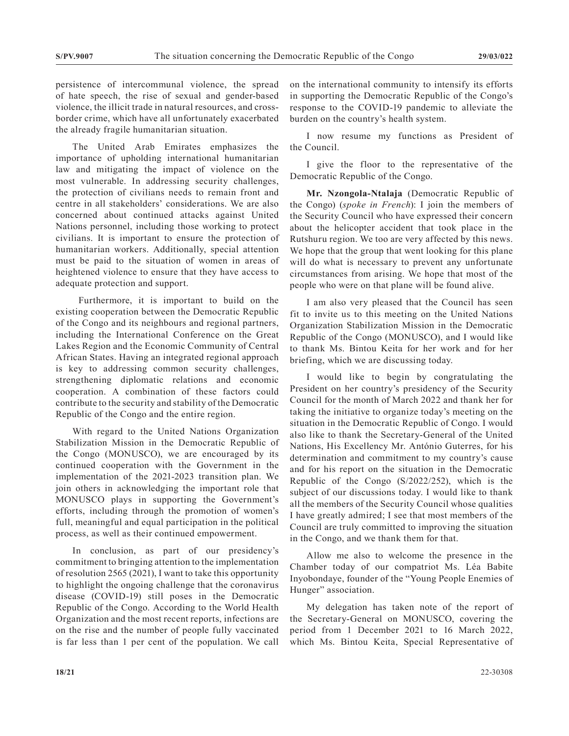persistence of intercommunal violence, the spread of hate speech, the rise of sexual and gender-based violence, the illicit trade in natural resources, and cross-border crime, which have all unfortunately exacerbated the already fragile humanitarian situation.

The United Arab Emirates emphasizes the importance of upholding international humanitarian law and mitigating the impact of violence on the most vulnerable. In addressing security challenges, the protection of civilians needs to remain front and centre in all stakeholders' considerations. We are also concerned about continued attacks against United Nations personnel, including those working to protect civilians. It is important to ensure the protection of humanitarian workers. Additionally, special attention must be paid to the situation of women in areas of heightened violence to ensure that they have access to adequate protection and support.

Furthermore, it is important to build on the existing cooperation between the Democratic Republic of the Congo and its neighbours and regional partners, including the International Conference on the Great Lakes Region and the Economic Community of Central African States. Having an integrated regional approach is key to addressing common security challenges, strengthening diplomatic relations and economic cooperation. A combination of these factors could contribute to the security and stability of the Democratic Republic of the Congo and the entire region.

With regard to the United Nations Organization Stabilization Mission in the Democratic Republic of the Congo (MONUSCO), we are encouraged by its continued cooperation with the Government in the implementation of the 2021-2023 transition plan. We join others in acknowledging the important role that MONUSCO plays in supporting the Government's efforts, including through the promotion of women's full, meaningful and equal participation in the political process, as well as their continued empowerment.

In conclusion, as part of our presidency's commitment to bringing attention to the implementation of resolution 2565 (2021), I want to take this opportunity to highlight the ongoing challenge that the coronavirus disease (COVID-19) still poses in the Democratic Republic of the Congo. According to the World Health Organization and the most recent reports, infections are on the rise and the number of people fully vaccinated is far less than 1 per cent of the population. We call on the international community to intensify its efforts in supporting the Democratic Republic of the Congo's response to the COVID-19 pandemic to alleviate the burden on the country's health system.

I now resume my functions as President of the Council.

I give the floor to the representative of the Democratic Republic of the Congo.

**Mr. Nzongola-Ntalaja** (Democratic Republic of the Congo) (*spoke in French*): I join the members of the Security Council who have expressed their concern about the helicopter accident that took place in the Rutshuru region. We too are very affected by this news. We hope that the group that went looking for this plane will do what is necessary to prevent any unfortunate circumstances from arising. We hope that most of the people who were on that plane will be found alive.

I am also very pleased that the Council has seen fit to invite us to this meeting on the United Nations Organization Stabilization Mission in the Democratic Republic of the Congo (MONUSCO), and I would like to thank Ms. Bintou Keita for her work and for her briefing, which we are discussing today.

I would like to begin by congratulating the President on her country's presidency of the Security Council for the month of March 2022 and thank her for taking the initiative to organize today's meeting on the situation in the Democratic Republic of Congo. I would also like to thank the Secretary-General of the United Nations, His Excellency Mr. António Guterres, for his determination and commitment to my country's cause and for his report on the situation in the Democratic Republic of the Congo (S/2022/252), which is the subject of our discussions today. I would like to thank all the members of the Security Council whose qualities I have greatly admired; I see that most members of the Council are truly committed to improving the situation in the Congo, and we thank them for that.

Allow me also to welcome the presence in the Chamber today of our compatriot Ms. Léa Babite Inyobondaye, founder of the "Young People Enemies of Hunger" association.

My delegation has taken note of the report of the Secretary-General on MONUSCO, covering the period from 1 December 2021 to 16 March 2022, which Ms. Bintou Keita, Special Representative of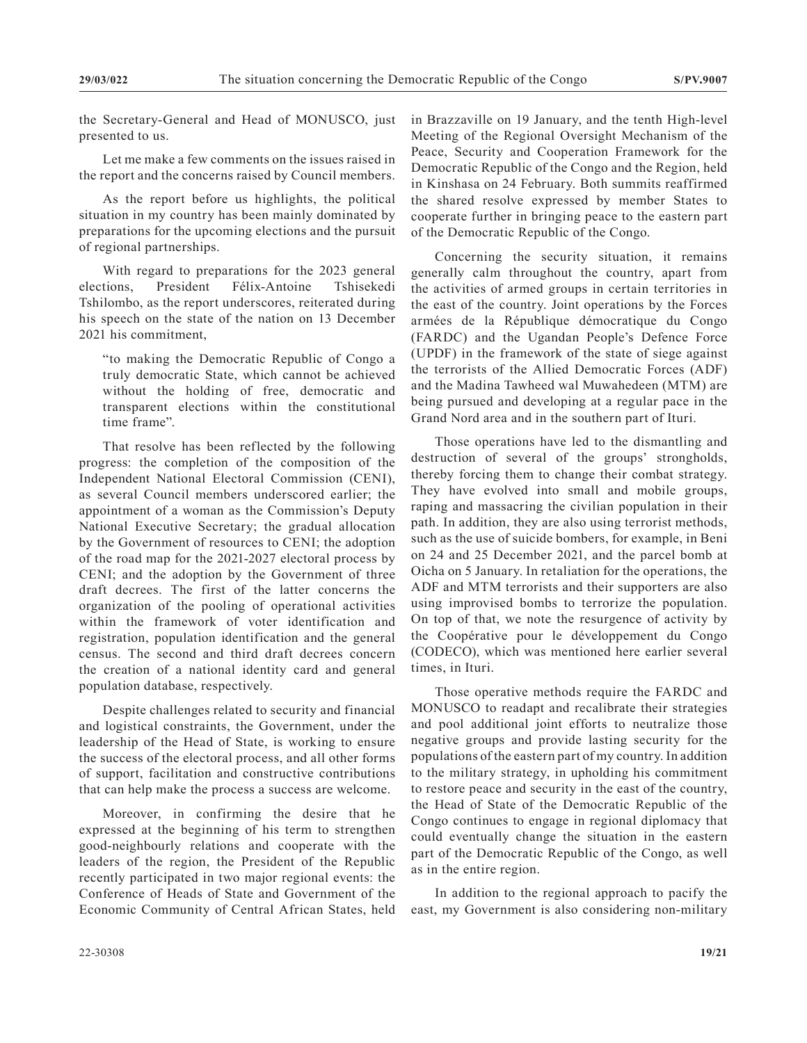the Secretary-General and Head of MONUSCO, just presented to us.

Let me make a few comments on the issues raised in the report and the concerns raised by Council members.

As the report before us highlights, the political situation in my country has been mainly dominated by preparations for the upcoming elections and the pursuit of regional partnerships.

With regard to preparations for the 2023 general elections, President Félix-Antoine Tshisekedi Tshilombo, as the report underscores, reiterated during his speech on the state of the nation on 13 December 2021 his commitment,

> "to making the Democratic Republic of Congo a truly democratic State, which cannot be achieved without the holding of free, democratic and transparent elections within the constitutional time frame".

That resolve has been reflected by the following progress: the completion of the composition of the Independent National Electoral Commission (CENI), as several Council members underscored earlier; the appointment of a woman as the Commission's Deputy National Executive Secretary; the gradual allocation by the Government of resources to CENI; the adoption of the road map for the 2021-2027 electoral process by CENI; and the adoption by the Government of three draft decrees. The first of the latter concerns the organization of the pooling of operational activities within the framework of voter identification and registration, population identification and the general census. The second and third draft decrees concern the creation of a national identity card and general population database, respectively.

Despite challenges related to security and financial and logistical constraints, the Government, under the leadership of the Head of State, is working to ensure the success of the electoral process, and all other forms of support, facilitation and constructive contributions that can help make the process a success are welcome.

Moreover, in confirming the desire that he expressed at the beginning of his term to strengthen good-neighbourly relations and cooperate with the leaders of the region, the President of the Republic recently participated in two major regional events: the Conference of Heads of State and Government of the Economic Community of Central African States, held in Brazzaville on 19 January, and the tenth High-level Meeting of the Regional Oversight Mechanism of the Peace, Security and Cooperation Framework for the Democratic Republic of the Congo and the Region, held in Kinshasa on 24 February. Both summits reaffirmed the shared resolve expressed by member States to cooperate further in bringing peace to the eastern part of the Democratic Republic of the Congo.

Concerning the security situation, it remains generally calm throughout the country, apart from the activities of armed groups in certain territories in the east of the country. Joint operations by the Forces armées de la République démocratique du Congo (FARDC) and the Ugandan People's Defence Force (UPDF) in the framework of the state of siege against the terrorists of the Allied Democratic Forces (ADF) and the Madina Tawheed wal Muwahedeen (MTM) are being pursued and developing at a regular pace in the Grand Nord area and in the southern part of Ituri.

Those operations have led to the dismantling and destruction of several of the groups' strongholds, thereby forcing them to change their combat strategy. They have evolved into small and mobile groups, raping and massacring the civilian population in their path. In addition, they are also using terrorist methods, such as the use of suicide bombers, for example, in Beni on 24 and 25 December 2021, and the parcel bomb at Oicha on 5 January. In retaliation for the operations, the ADF and MTM terrorists and their supporters are also using improvised bombs to terrorize the population. On top of that, we note the resurgence of activity by the Coopérative pour le développement du Congo (CODECO), which was mentioned here earlier several times, in Ituri.

Those operative methods require the FARDC and MONUSCO to readapt and recalibrate their strategies and pool additional joint efforts to neutralize those negative groups and provide lasting security for the populations of the eastern part of my country. In addition to the military strategy, in upholding his commitment to restore peace and security in the east of the country, the Head of State of the Democratic Republic of the Congo continues to engage in regional diplomacy that could eventually change the situation in the eastern part of the Democratic Republic of the Congo, as well as in the entire region.

In addition to the regional approach to pacify the east, my Government is also considering non-military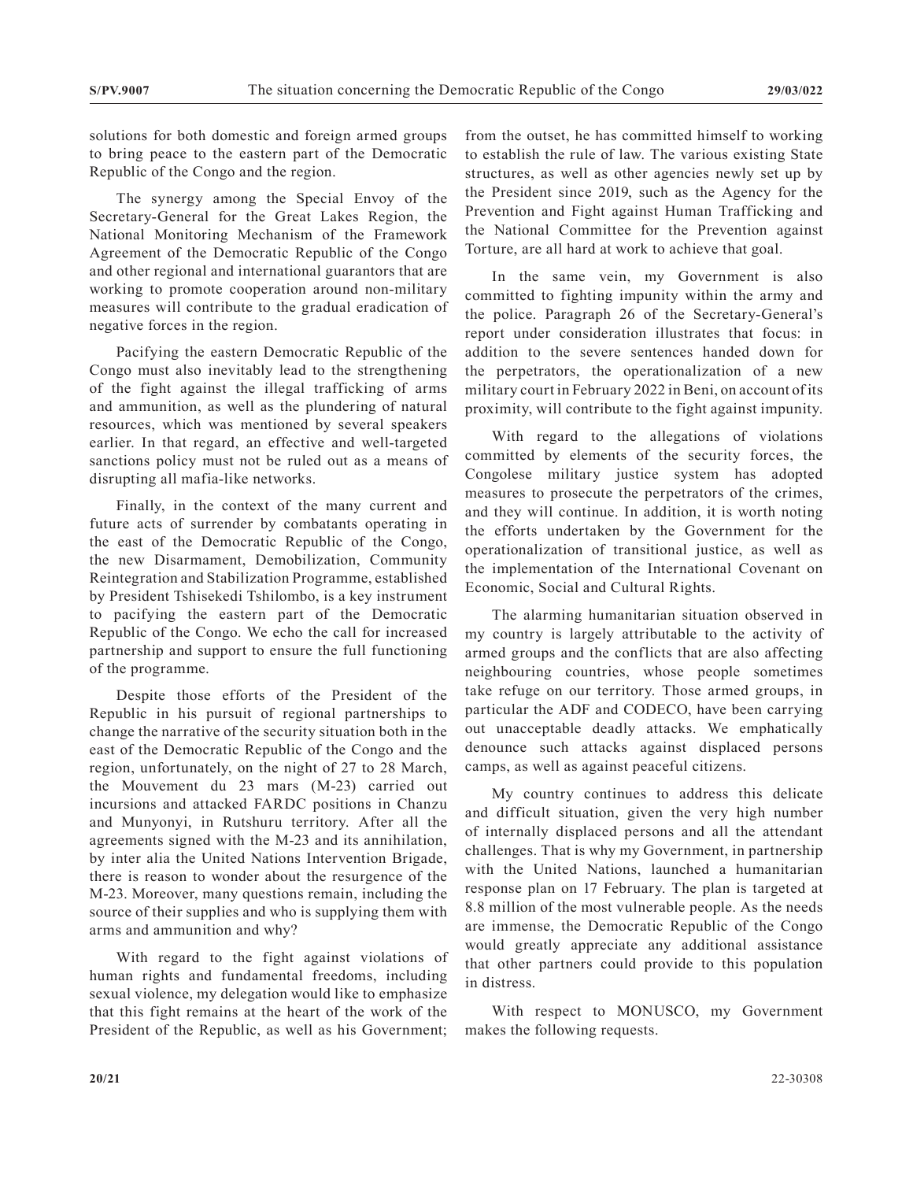solutions for both domestic and foreign armed groups to bring peace to the eastern part of the Democratic Republic of the Congo and the region.

The synergy among the Special Envoy of the Secretary-General for the Great Lakes Region, the National Monitoring Mechanism of the Framework Agreement of the Democratic Republic of the Congo and other regional and international guarantors that are working to promote cooperation around non-military measures will contribute to the gradual eradication of negative forces in the region.

Pacifying the eastern Democratic Republic of the Congo must also inevitably lead to the strengthening of the fight against the illegal trafficking of arms and ammunition, as well as the plundering of natural resources, which was mentioned by several speakers earlier. In that regard, an effective and well-targeted sanctions policy must not be ruled out as a means of disrupting all mafia-like networks.

Finally, in the context of the many current and future acts of surrender by combatants operating in the east of the Democratic Republic of the Congo, the new Disarmament, Demobilization, Community Reintegration and Stabilization Programme, established by President Tshisekedi Tshilombo, is a key instrument to pacifying the eastern part of the Democratic Republic of the Congo. We echo the call for increased partnership and support to ensure the full functioning of the programme.

Despite those efforts of the President of the Republic in his pursuit of regional partnerships to change the narrative of the security situation both in the east of the Democratic Republic of the Congo and the region, unfortunately, on the night of 27 to 28 March, the Mouvement du 23 mars (M-23) carried out incursions and attacked FARDC positions in Chanzu and Munyonyi, in Rutshuru territory. After all the agreements signed with the M-23 and its annihilation, by inter alia the United Nations Intervention Brigade, there is reason to wonder about the resurgence of the M-23. Moreover, many questions remain, including the source of their supplies and who is supplying them with arms and ammunition and why?

With regard to the fight against violations of human rights and fundamental freedoms, including sexual violence, my delegation would like to emphasize that this fight remains at the heart of the work of the President of the Republic, as well as his Government; from the outset, he has committed himself to working to establish the rule of law. The various existing State structures, as well as other agencies newly set up by the President since 2019, such as the Agency for the Prevention and Fight against Human Trafficking and the National Committee for the Prevention against Torture, are all hard at work to achieve that goal.

In the same vein, my Government is also committed to fighting impunity within the army and the police. Paragraph 26 of the Secretary-General's report under consideration illustrates that focus: in addition to the severe sentences handed down for the perpetrators, the operationalization of a new military court in February 2022 in Beni, on account of its proximity, will contribute to the fight against impunity.

With regard to the allegations of violations committed by elements of the security forces, the Congolese military justice system has adopted measures to prosecute the perpetrators of the crimes, and they will continue. In addition, it is worth noting the efforts undertaken by the Government for the operationalization of transitional justice, as well as the implementation of the International Covenant on Economic, Social and Cultural Rights.

The alarming humanitarian situation observed in my country is largely attributable to the activity of armed groups and the conflicts that are also affecting neighbouring countries, whose people sometimes take refuge on our territory. Those armed groups, in particular the ADF and CODECO, have been carrying out unacceptable deadly attacks. We emphatically denounce such attacks against displaced persons camps, as well as against peaceful citizens.

My country continues to address this delicate and difficult situation, given the very high number of internally displaced persons and all the attendant challenges. That is why my Government, in partnership with the United Nations, launched a humanitarian response plan on 17 February. The plan is targeted at 8.8 million of the most vulnerable people. As the needs are immense, the Democratic Republic of the Congo would greatly appreciate any additional assistance that other partners could provide to this population in distress.

With respect to MONUSCO, my Government makes the following requests.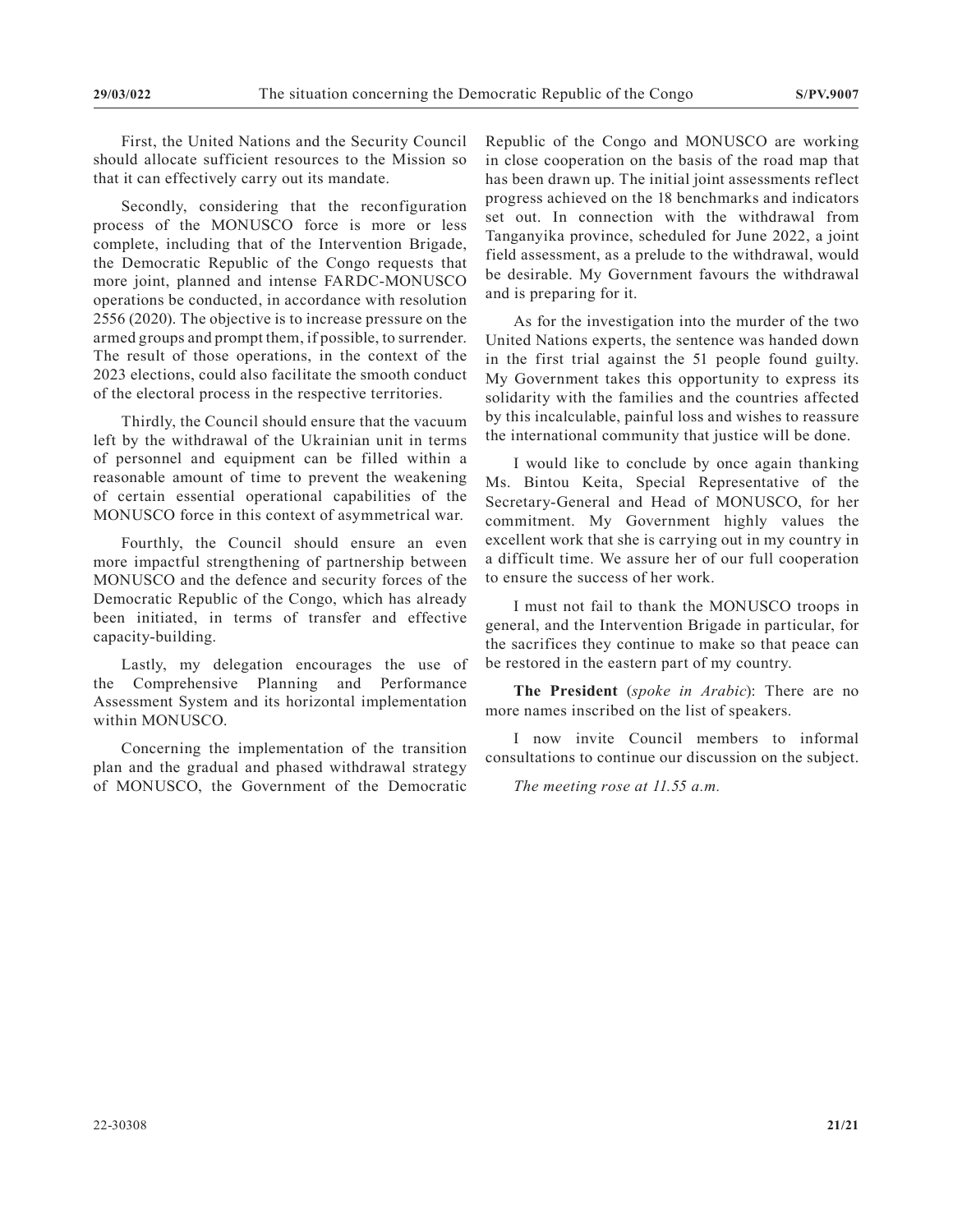First, the United Nations and the Security Council should allocate sufficient resources to the Mission so that it can effectively carry out its mandate.

Secondly, considering that the reconfiguration process of the MONUSCO force is more or less complete, including that of the Intervention Brigade, the Democratic Republic of the Congo requests that more joint, planned and intense FARDC-MONUSCO operations be conducted, in accordance with resolution 2556 (2020). The objective is to increase pressure on the armed groups and prompt them, if possible, to surrender. The result of those operations, in the context of the 2023 elections, could also facilitate the smooth conduct of the electoral process in the respective territories.

Thirdly, the Council should ensure that the vacuum left by the withdrawal of the Ukrainian unit in terms of personnel and equipment can be filled within a reasonable amount of time to prevent the weakening of certain essential operational capabilities of the MONUSCO force in this context of asymmetrical war.

Fourthly, the Council should ensure an even more impactful strengthening of partnership between MONUSCO and the defence and security forces of the Democratic Republic of the Congo, which has already been initiated, in terms of transfer and effective capacity-building.

Lastly, my delegation encourages the use of the Comprehensive Planning and Performance Assessment System and its horizontal implementation within MONUSCO.

Concerning the implementation of the transition plan and the gradual and phased withdrawal strategy of MONUSCO, the Government of the Democratic Republic of the Congo and MONUSCO are working in close cooperation on the basis of the road map that has been drawn up. The initial joint assessments reflect progress achieved on the 18 benchmarks and indicators set out. In connection with the withdrawal from Tanganyika province, scheduled for June 2022, a joint field assessment, as a prelude to the withdrawal, would be desirable. My Government favours the withdrawal and is preparing for it.

As for the investigation into the murder of the two United Nations experts, the sentence was handed down in the first trial against the 51 people found guilty. My Government takes this opportunity to express its solidarity with the families and the countries affected by this incalculable, painful loss and wishes to reassure the international community that justice will be done.

I would like to conclude by once again thanking Ms. Bintou Keita, Special Representative of the Secretary-General and Head of MONUSCO, for her commitment. My Government highly values the excellent work that she is carrying out in my country in a difficult time. We assure her of our full cooperation to ensure the success of her work.

I must not fail to thank the MONUSCO troops in general, and the Intervention Brigade in particular, for the sacrifices they continue to make so that peace can be restored in the eastern part of my country.

**The President** (*spoke in Arabic*): There are no more names inscribed on the list of speakers.

I now invite Council members to informal consultations to continue our discussion on the subject.

*The meeting rose at 11.55 a.m.*